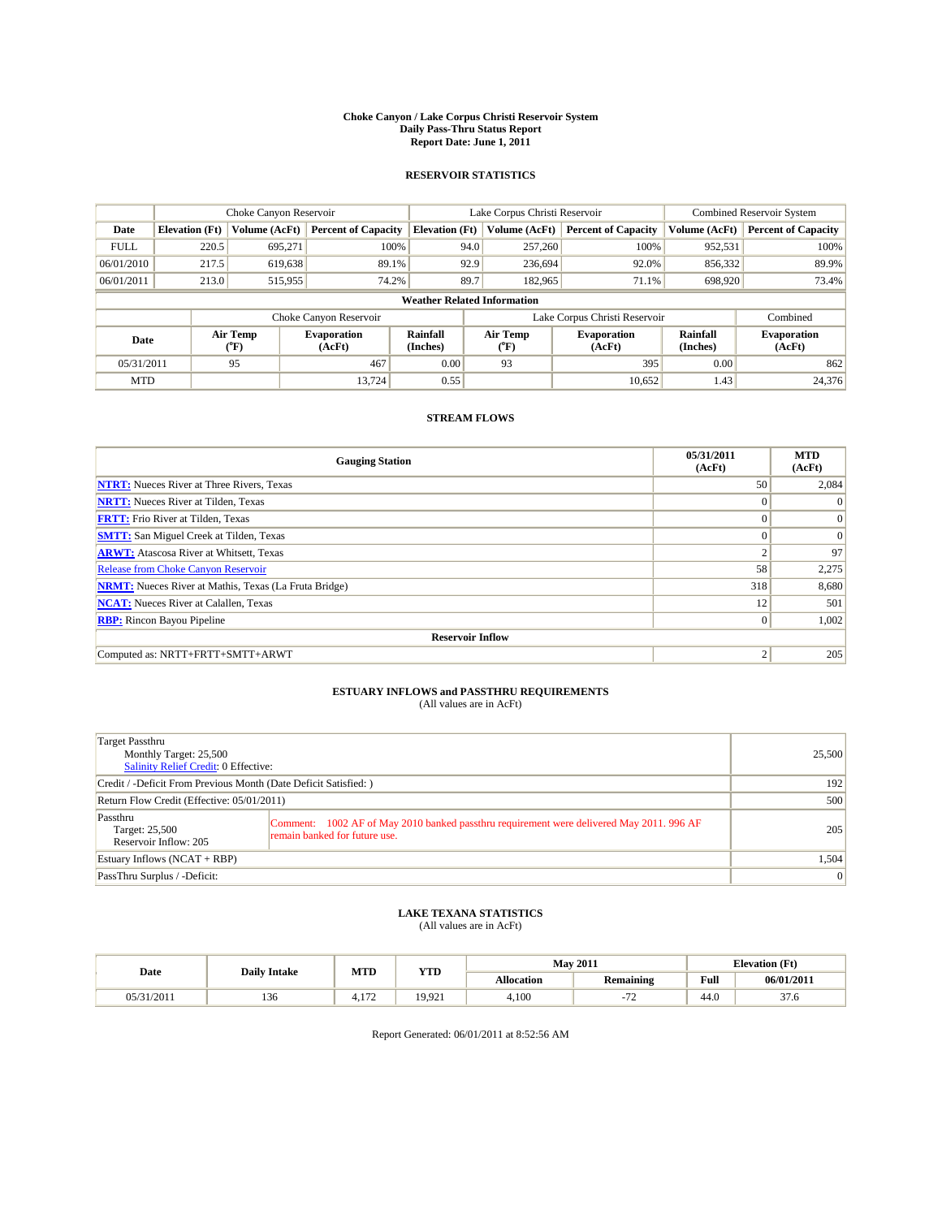# Choke Canyon / Lake Corpus Christi Reservoir System
## Daily Pass-Thru Status Report
## Report Date: June 1, 2011

### RESERVOIR STATISTICS

| | Choke Canyon Reservoir | | | Lake Corpus Christi Reservoir | | | Combined Reservoir System | |
|---|---|---|---|---|---|---|---|---|
| Date | Elevation (Ft) | Volume (AcFt) | Percent of Capacity | Elevation (Ft) | Volume (AcFt) | Percent of Capacity | Volume (AcFt) | Percent of Capacity |
| FULL | 220.5 | 695,271 | 100% | 94.0 | 257,260 | 100% | 952,531 | 100% |
| 06/01/2010 | 217.5 | 619,638 | 89.1% | 92.9 | 236,694 | 92.0% | 856,332 | 89.9% |
| 06/01/2011 | 213.0 | 515,955 | 74.2% | 89.7 | 182,965 | 71.1% | 698,920 | 73.4% |

**Weather Related Information**

| | Choke Canyon Reservoir | | | Lake Corpus Christi Reservoir | | | Combined |
|---|---|---|---|---|---|---|---|
| Date | Air Temp (°F) | Evaporation (AcFt) | Rainfall (Inches) | Air Temp (°F) | Evaporation (AcFt) | Rainfall (Inches) | Evaporation (AcFt) |
| 05/31/2011 | 95 | 467 | 0.00 | 93 | 395 | 0.00 | 862 |
| MTD | | 13,724 | 0.55 | | 10,652 | 1.43 | 24,376 |

### STREAM FLOWS

| Gauging Station | 05/31/2011 (AcFt) | MTD (AcFt) |
|---|---|---|
| NTRT: Nueces River at Three Rivers, Texas | 50 | 2,084 |
| NRTT: Nueces River at Tilden, Texas | 0 | 0 |
| FRTT: Frio River at Tilden, Texas | 0 | 0 |
| SMTT: San Miguel Creek at Tilden, Texas | 0 | 0 |
| ARWT: Atascosa River at Whitsett, Texas | 2 | 97 |
| Release from Choke Canyon Reservoir | 58 | 2,275 |
| NRMT: Nueces River at Mathis, Texas (La Fruta Bridge) | 318 | 8,680 |
| NCAT: Nueces River at Calallen, Texas | 12 | 501 |
| RBP: Rincon Bayou Pipeline | 0 | 1,002 |
| **Reservoir Inflow** | | |
| Computed as: NRTT+FRTT+SMTT+ARWT | 2 | 205 |

### ESTUARY INFLOWS and PASSTHRU REQUIREMENTS
(All values are in AcFt)

| | | |
|---|---|---|
| Target Passthru<br>Monthly Target: 25,500<br>Salinity Relief Credit: 0 Effective: | | 25,500 |
| Credit / -Deficit From Previous Month (Date Deficit Satisfied: ) | | 192 |
| Return Flow Credit (Effective: 05/01/2011) | | 500 |
| Passthru<br>Target: 25,500<br>Reservoir Inflow: 205 | Comment: 1002 AF of May 2010 banked passthru requirement were delivered May 2011. 996 AF remain banked for future use. | 205 |
| Estuary Inflows (NCAT + RBP) | | 1,504 |
| PassThru Surplus / -Deficit: | | 0 |

### LAKE TEXANA STATISTICS
(All values are in AcFt)

| Date | Daily Intake | MTD | YTD | May 2011 | | Elevation (Ft) | |
|---|---|---|---|---|---|---|---|
| | | | | Allocation | Remaining | Full | 06/01/2011 |
| 05/31/2011 | 136 | 4,172 | 19,921 | 4,100 | -72 | 44.0 | 37.6 |

Report Generated: 06/01/2011 at 8:52:56 AM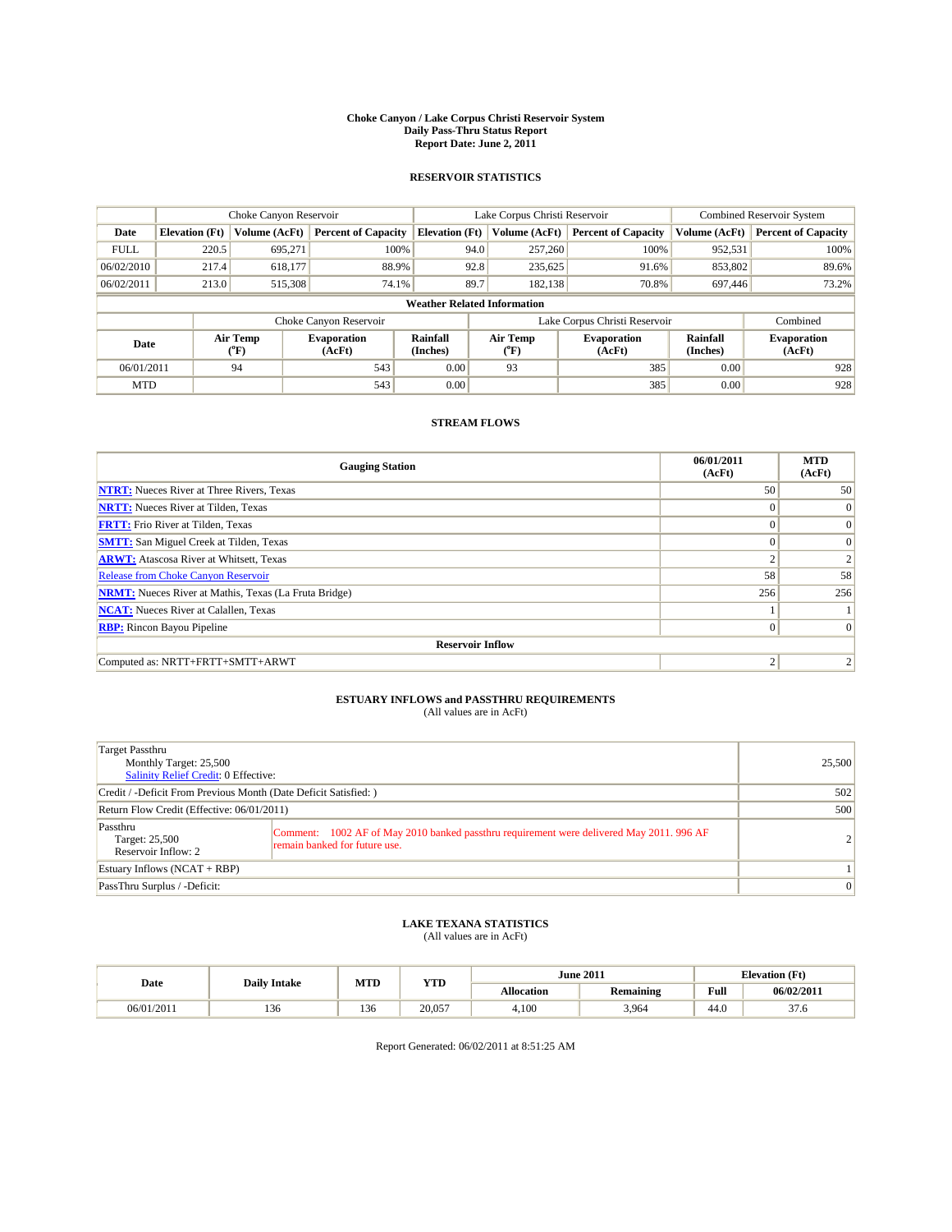# Choke Canyon / Lake Corpus Christi Reservoir System
## Daily Pass-Thru Status Report
### Report Date: June 2, 2011

## RESERVOIR STATISTICS

| | Choke Canyon Reservoir | | | Lake Corpus Christi Reservoir | | | Combined Reservoir System | |
|---|---|---|---|---|---|---|---|---|
| Date | Elevation (Ft) | Volume (AcFt) | Percent of Capacity | Elevation (Ft) | Volume (AcFt) | Percent of Capacity | Volume (AcFt) | Percent of Capacity |
| FULL | 220.5 | 695,271 | 100% | 94.0 | 257,260 | 100% | 952,531 | 100% |
| 06/02/2010 | 217.4 | 618,177 | 88.9% | 92.8 | 235,625 | 91.6% | 853,802 | 89.6% |
| 06/02/2011 | 213.0 | 515,308 | 74.1% | 89.7 | 182,138 | 70.8% | 697,446 | 73.2% |

**Weather Related Information**

| | Choke Canyon Reservoir | | | Lake Corpus Christi Reservoir | | | Combined |
|---|---|---|---|---|---|---|---|
| Date | Air Temp (°F) | Evaporation (AcFt) | Rainfall (Inches) | Air Temp (°F) | Evaporation (AcFt) | Rainfall (Inches) | Evaporation (AcFt) |
| 06/01/2011 | 94 | 543 | 0.00 | 93 | 385 | 0.00 | 928 |
| MTD | | 543 | 0.00 | | 385 | 0.00 | 928 |

## STREAM FLOWS

| Gauging Station | 06/01/2011 (AcFt) | MTD (AcFt) |
|---|---|---|
| **NTRT:** Nueces River at Three Rivers, Texas | 50 | 50 |
| **NRTT:** Nueces River at Tilden, Texas | 0 | 0 |
| **FRTT:** Frio River at Tilden, Texas | 0 | 0 |
| **SMTT:** San Miguel Creek at Tilden, Texas | 0 | 0 |
| **ARWT:** Atascosa River at Whitsett, Texas | 2 | 2 |
| Release from Choke Canyon Reservoir | 58 | 58 |
| **NRMT:** Nueces River at Mathis, Texas (La Fruta Bridge) | 256 | 256 |
| **NCAT:** Nueces River at Calallen, Texas | 1 | 1 |
| **RBP:** Rincon Bayou Pipeline | 0 | 0 |
| **Reservoir Inflow** | | |
| Computed as: NRTT+FRTT+SMTT+ARWT | 2 | 2 |

## ESTUARY INFLOWS and PASSTHRU REQUIREMENTS
(All values are in AcFt)

| | | |
|---|---|---|
| Target Passthru<br>Monthly Target: 25,500<br>Salinity Relief Credit: 0 Effective: | | 25,500 |
| Credit / -Deficit From Previous Month (Date Deficit Satisfied: ) | | 502 |
| Return Flow Credit (Effective: 06/01/2011) | | 500 |
| Passthru<br>Target: 25,500<br>Reservoir Inflow: 2 | Comment: 1002 AF of May 2010 banked passthru requirement were delivered May 2011. 996 AF remain banked for future use. | 2 |
| Estuary Inflows (NCAT + RBP) | | 1 |
| PassThru Surplus / -Deficit: | | 0 |

## LAKE TEXANA STATISTICS
(All values are in AcFt)

| Date | Daily Intake | MTD | YTD | June 2011 | | Elevation (Ft) | |
|---|---|---|---|---|---|---|---|
| | | | | Allocation | Remaining | Full | 06/02/2011 |
| 06/01/2011 | 136 | 136 | 20,057 | 4,100 | 3,964 | 44.0 | 37.6 |

Report Generated: 06/02/2011 at 8:51:25 AM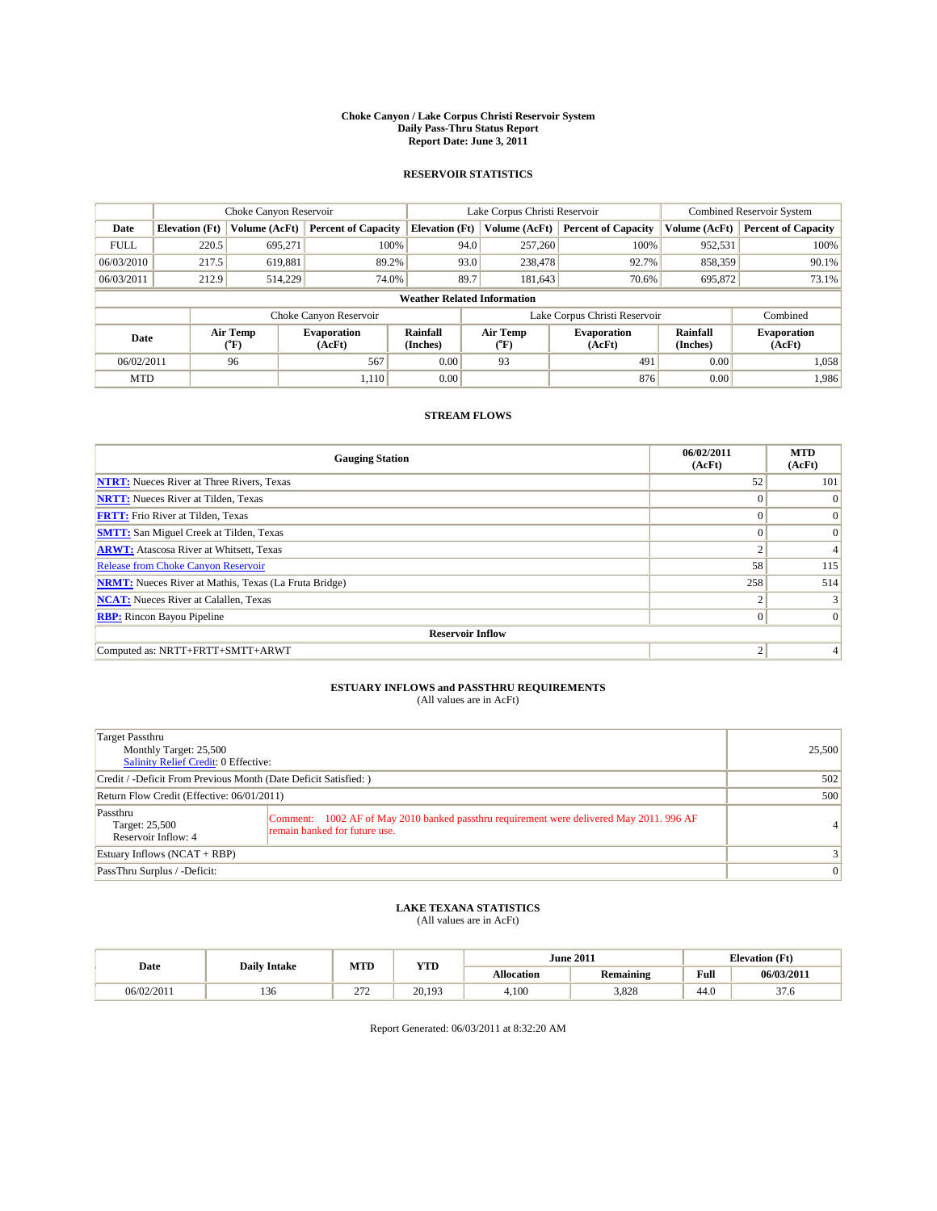# Choke Canyon / Lake Corpus Christi Reservoir System
## Daily Pass-Thru Status Report
### Report Date: June 3, 2011

## RESERVOIR STATISTICS

| | Choke Canyon Reservoir | | | Lake Corpus Christi Reservoir | | | Combined Reservoir System | |
|---|---|---|---|---|---|---|---|---|
| Date | Elevation (Ft) | Volume (AcFt) | Percent of Capacity | Elevation (Ft) | Volume (AcFt) | Percent of Capacity | Volume (AcFt) | Percent of Capacity |
| FULL | 220.5 | 695,271 | 100% | 94.0 | 257,260 | 100% | 952,531 | 100% |
| 06/03/2010 | 217.5 | 619,881 | 89.2% | 93.0 | 238,478 | 92.7% | 858,359 | 90.1% |
| 06/03/2011 | 212.9 | 514,229 | 74.0% | 89.7 | 181,643 | 70.6% | 695,872 | 73.1% |

**Weather Related Information**

| | Choke Canyon Reservoir | | | Lake Corpus Christi Reservoir | | | Combined |
|---|---|---|---|---|---|---|---|
| Date | Air Temp (°F) | Evaporation (AcFt) | Rainfall (Inches) | Air Temp (°F) | Evaporation (AcFt) | Rainfall (Inches) | Evaporation (AcFt) |
| 06/02/2011 | 96 | 567 | 0.00 | 93 | 491 | 0.00 | 1,058 |
| MTD | | 1,110 | 0.00 | | 876 | 0.00 | 1,986 |

## STREAM FLOWS

| Gauging Station | 06/02/2011 (AcFt) | MTD (AcFt) |
|---|---|---|
| **NTRT:** Nueces River at Three Rivers, Texas | 52 | 101 |
| **NRTT:** Nueces River at Tilden, Texas | 0 | 0 |
| **FRTT:** Frio River at Tilden, Texas | 0 | 0 |
| **SMTT:** San Miguel Creek at Tilden, Texas | 0 | 0 |
| **ARWT:** Atascosa River at Whitsett, Texas | 2 | 4 |
| Release from Choke Canyon Reservoir | 58 | 115 |
| **NRMT:** Nueces River at Mathis, Texas (La Fruta Bridge) | 258 | 514 |
| **NCAT:** Nueces River at Calallen, Texas | 2 | 3 |
| **RBP:** Rincon Bayou Pipeline | 0 | 0 |
| **Reservoir Inflow** | | |
| Computed as: NRTT+FRTT+SMTT+ARWT | 2 | 4 |

## ESTUARY INFLOWS and PASSTHRU REQUIREMENTS
(All values are in AcFt)

| | |
|---|---|
| Target Passthru<br>Monthly Target: 25,500<br>Salinity Relief Credit: 0 Effective: | 25,500 |
| Credit / -Deficit From Previous Month (Date Deficit Satisfied: ) | 502 |
| Return Flow Credit (Effective: 06/01/2011) | 500 |
| Passthru<br>Target: 25,500<br>Reservoir Inflow: 4<br>Comment: 1002 AF of May 2010 banked passthru requirement were delivered May 2011. 996 AF remain banked for future use. | 4 |
| Estuary Inflows (NCAT + RBP) | 3 |
| PassThru Surplus / -Deficit: | 0 |

## LAKE TEXANA STATISTICS
(All values are in AcFt)

| Date | Daily Intake | MTD | YTD | June 2011 | | Elevation (Ft) | |
|---|---|---|---|---|---|---|---|
| | | | | Allocation | Remaining | Full | 06/03/2011 |
| 06/02/2011 | 136 | 272 | 20,193 | 4,100 | 3,828 | 44.0 | 37.6 |

Report Generated: 06/03/2011 at 8:32:20 AM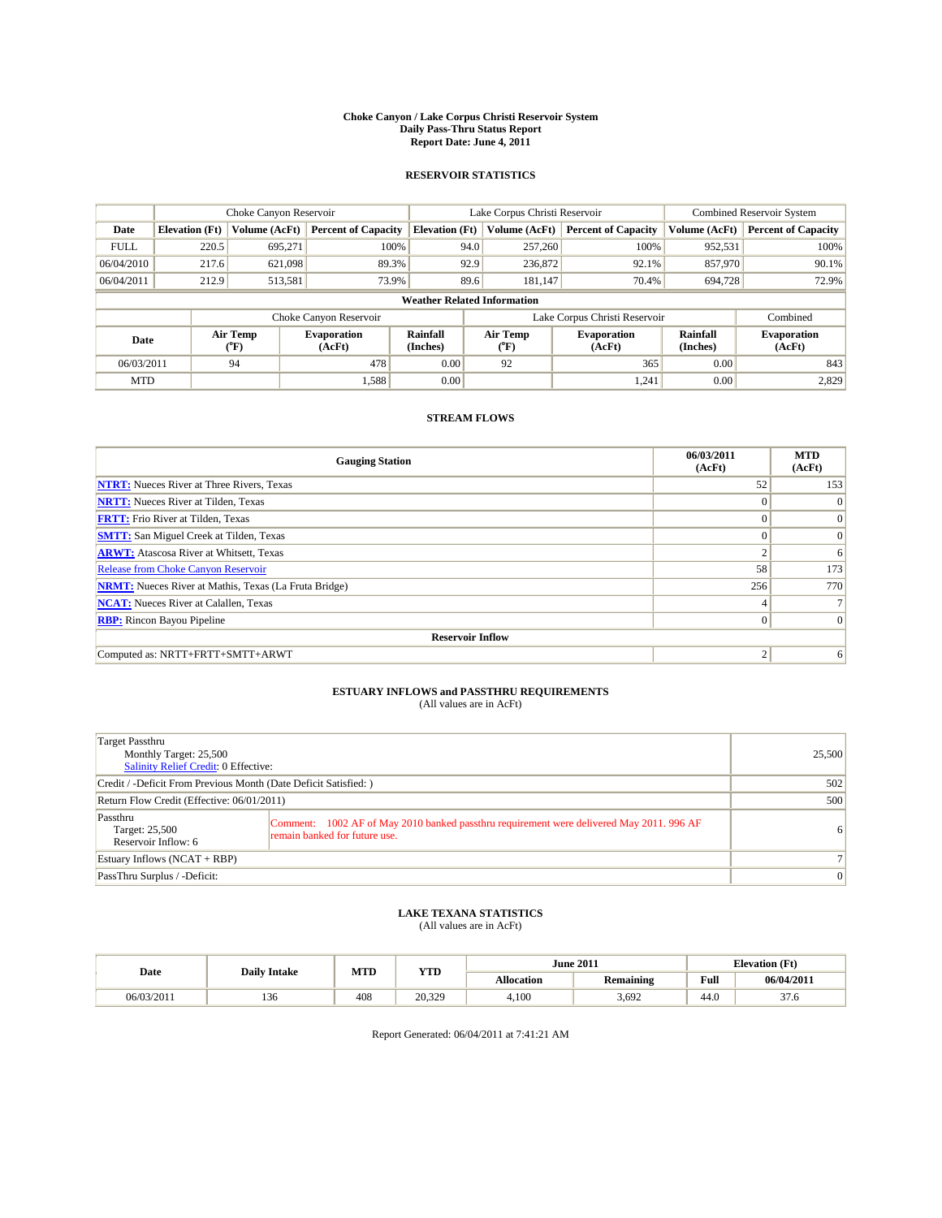# Choke Canyon / Lake Corpus Christi Reservoir System
## Daily Pass-Thru Status Report
### Report Date: June 4, 2011

## RESERVOIR STATISTICS

| | Choke Canyon Reservoir | | | Lake Corpus Christi Reservoir | | | Combined Reservoir System | |
|---|---|---|---|---|---|---|---|---|
| Date | Elevation (Ft) | Volume (AcFt) | Percent of Capacity | Elevation (Ft) | Volume (AcFt) | Percent of Capacity | Volume (AcFt) | Percent of Capacity |
| FULL | 220.5 | 695,271 | 100% | 94.0 | 257,260 | 100% | 952,531 | 100% |
| 06/04/2010 | 217.6 | 621,098 | 89.3% | 92.9 | 236,872 | 92.1% | 857,970 | 90.1% |
| 06/04/2011 | 212.9 | 513,581 | 73.9% | 89.6 | 181,147 | 70.4% | 694,728 | 72.9% |

**Weather Related Information**

| | Choke Canyon Reservoir | | | Lake Corpus Christi Reservoir | | | Combined |
|---|---|---|---|---|---|---|---|
| Date | Air Temp (°F) | Evaporation (AcFt) | Rainfall (Inches) | Air Temp (°F) | Evaporation (AcFt) | Rainfall (Inches) | Evaporation (AcFt) |
| 06/03/2011 | 94 | 478 | 0.00 | 92 | 365 | 0.00 | 843 |
| MTD | | 1,588 | 0.00 | | 1,241 | 0.00 | 2,829 |

## STREAM FLOWS

| Gauging Station | 06/03/2011 (AcFt) | MTD (AcFt) |
|---|---|---|
| **NTRT:** Nueces River at Three Rivers, Texas | 52 | 153 |
| **NRTT:** Nueces River at Tilden, Texas | 0 | 0 |
| **FRTT:** Frio River at Tilden, Texas | 0 | 0 |
| **SMTT:** San Miguel Creek at Tilden, Texas | 0 | 0 |
| **ARWT:** Atascosa River at Whitsett, Texas | 2 | 6 |
| Release from Choke Canyon Reservoir | 58 | 173 |
| **NRMT:** Nueces River at Mathis, Texas (La Fruta Bridge) | 256 | 770 |
| **NCAT:** Nueces River at Calallen, Texas | 4 | 7 |
| **RBP:** Rincon Bayou Pipeline | 0 | 0 |
| **Reservoir Inflow** | | |
| Computed as: NRTT+FRTT+SMTT+ARWT | 2 | 6 |

## ESTUARY INFLOWS and PASSTHRU REQUIREMENTS
(All values are in AcFt)

| | | |
|---|---|---|
| Target Passthru<br>Monthly Target: 25,500<br>Salinity Relief Credit: 0 Effective: | | 25,500 |
| Credit / -Deficit From Previous Month (Date Deficit Satisfied: ) | | 502 |
| Return Flow Credit (Effective: 06/01/2011) | | 500 |
| Passthru<br>Target: 25,500<br>Reservoir Inflow: 6 | Comment: 1002 AF of May 2010 banked passthru requirement were delivered May 2011. 996 AF remain banked for future use. | 6 |
| Estuary Inflows (NCAT + RBP) | | 7 |
| PassThru Surplus / -Deficit: | | 0 |

## LAKE TEXANA STATISTICS
(All values are in AcFt)

| Date | Daily Intake | MTD | YTD | June 2011 | | Elevation (Ft) | |
|---|---|---|---|---|---|---|---|
| | | | | Allocation | Remaining | Full | 06/04/2011 |
| 06/03/2011 | 136 | 408 | 20,329 | 4,100 | 3,692 | 44.0 | 37.6 |

Report Generated: 06/04/2011 at 7:41:21 AM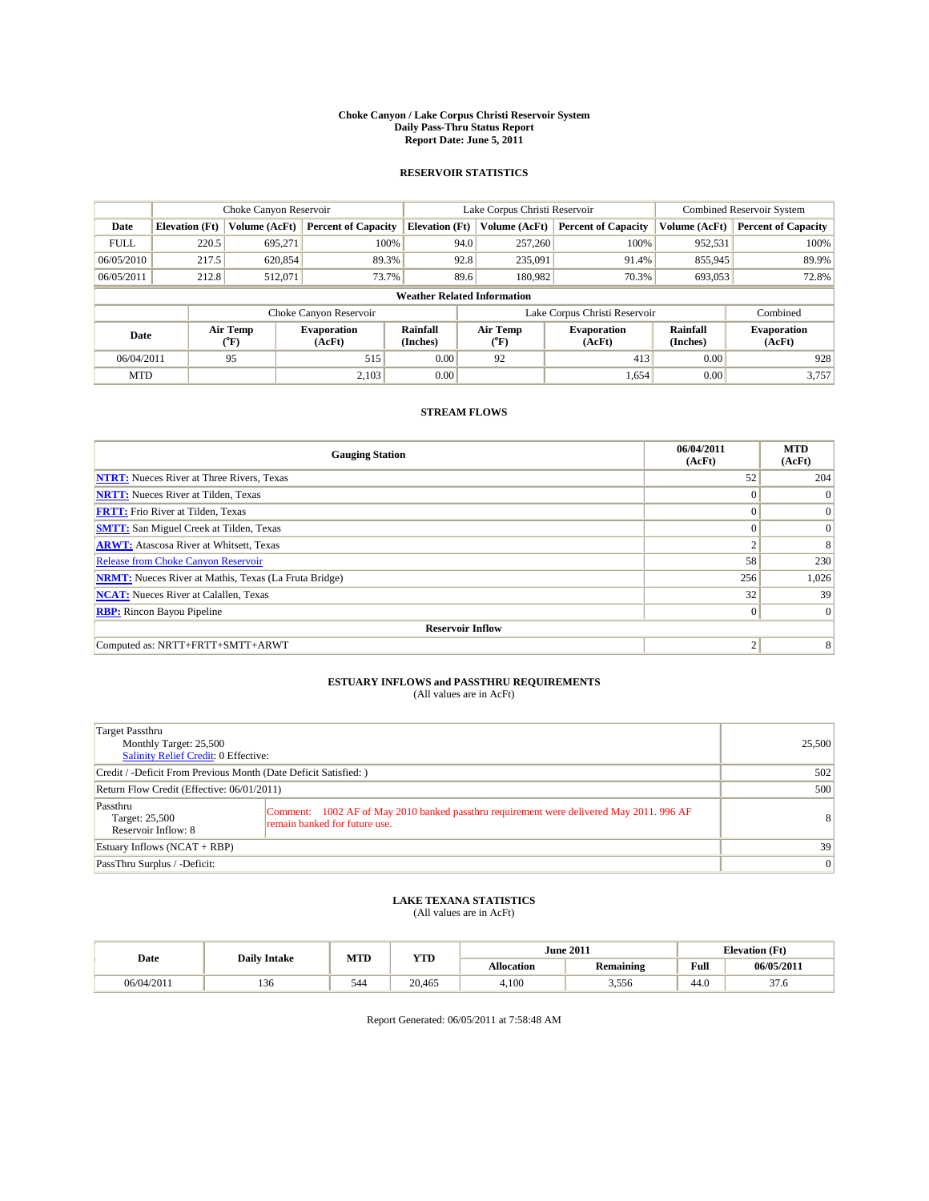# Choke Canyon / Lake Corpus Christi Reservoir System
## Daily Pass-Thru Status Report
## Report Date: June 5, 2011

### RESERVOIR STATISTICS

| | Choke Canyon Reservoir | | | Lake Corpus Christi Reservoir | | | Combined Reservoir System | |
|---|---|---|---|---|---|---|---|---|
| Date | Elevation (Ft) | Volume (AcFt) | Percent of Capacity | Elevation (Ft) | Volume (AcFt) | Percent of Capacity | Volume (AcFt) | Percent of Capacity |
| FULL | 220.5 | 695,271 | 100% | 94.0 | 257,260 | 100% | 952,531 | 100% |
| 06/05/2010 | 217.5 | 620,854 | 89.3% | 92.8 | 235,091 | 91.4% | 855,945 | 89.9% |
| 06/05/2011 | 212.8 | 512,071 | 73.7% | 89.6 | 180,982 | 70.3% | 693,053 | 72.8% |

**Weather Related Information**

| | Choke Canyon Reservoir | | | Lake Corpus Christi Reservoir | | | Combined |
|---|---|---|---|---|---|---|---|
| Date | Air Temp (°F) | Evaporation (AcFt) | Rainfall (Inches) | Air Temp (°F) | Evaporation (AcFt) | Rainfall (Inches) | Evaporation (AcFt) |
| 06/04/2011 | 95 | 515 | 0.00 | 92 | 413 | 0.00 | 928 |
| MTD | | 2,103 | 0.00 | | 1,654 | 0.00 | 3,757 |

### STREAM FLOWS

| Gauging Station | 06/04/2011 (AcFt) | MTD (AcFt) |
|---|---|---|
| NTRT: Nueces River at Three Rivers, Texas | 52 | 204 |
| NRTT: Nueces River at Tilden, Texas | 0 | 0 |
| FRTT: Frio River at Tilden, Texas | 0 | 0 |
| SMTT: San Miguel Creek at Tilden, Texas | 0 | 0 |
| ARWT: Atascosa River at Whitsett, Texas | 2 | 8 |
| Release from Choke Canyon Reservoir | 58 | 230 |
| NRMT: Nueces River at Mathis, Texas (La Fruta Bridge) | 256 | 1,026 |
| NCAT: Nueces River at Calallen, Texas | 32 | 39 |
| RBP: Rincon Bayou Pipeline | 0 | 0 |
| **Reservoir Inflow** | | |
| Computed as: NRTT+FRTT+SMTT+ARWT | 2 | 8 |

### ESTUARY INFLOWS and PASSTHRU REQUIREMENTS
(All values are in AcFt)

| | |
|---|---|
| Target Passthru<br>Monthly Target: 25,500<br>Salinity Relief Credit: 0 Effective: | 25,500 |
| Credit / -Deficit From Previous Month (Date Deficit Satisfied: ) | 502 |
| Return Flow Credit (Effective: 06/01/2011) | 500 |
| Passthru<br>Target: 25,500<br>Reservoir Inflow: 8<br>Comment: 1002 AF of May 2010 banked passthru requirement were delivered May 2011. 996 AF remain banked for future use. | 8 |
| Estuary Inflows (NCAT + RBP) | 39 |
| PassThru Surplus / -Deficit: | 0 |

### LAKE TEXANA STATISTICS
(All values are in AcFt)

| Date | Daily Intake | MTD | YTD | June 2011 | | Elevation (Ft) | |
|---|---|---|---|---|---|---|---|
| | | | | Allocation | Remaining | Full | 06/05/2011 |
| 06/04/2011 | 136 | 544 | 20,465 | 4,100 | 3,556 | 44.0 | 37.6 |

Report Generated: 06/05/2011 at 7:58:48 AM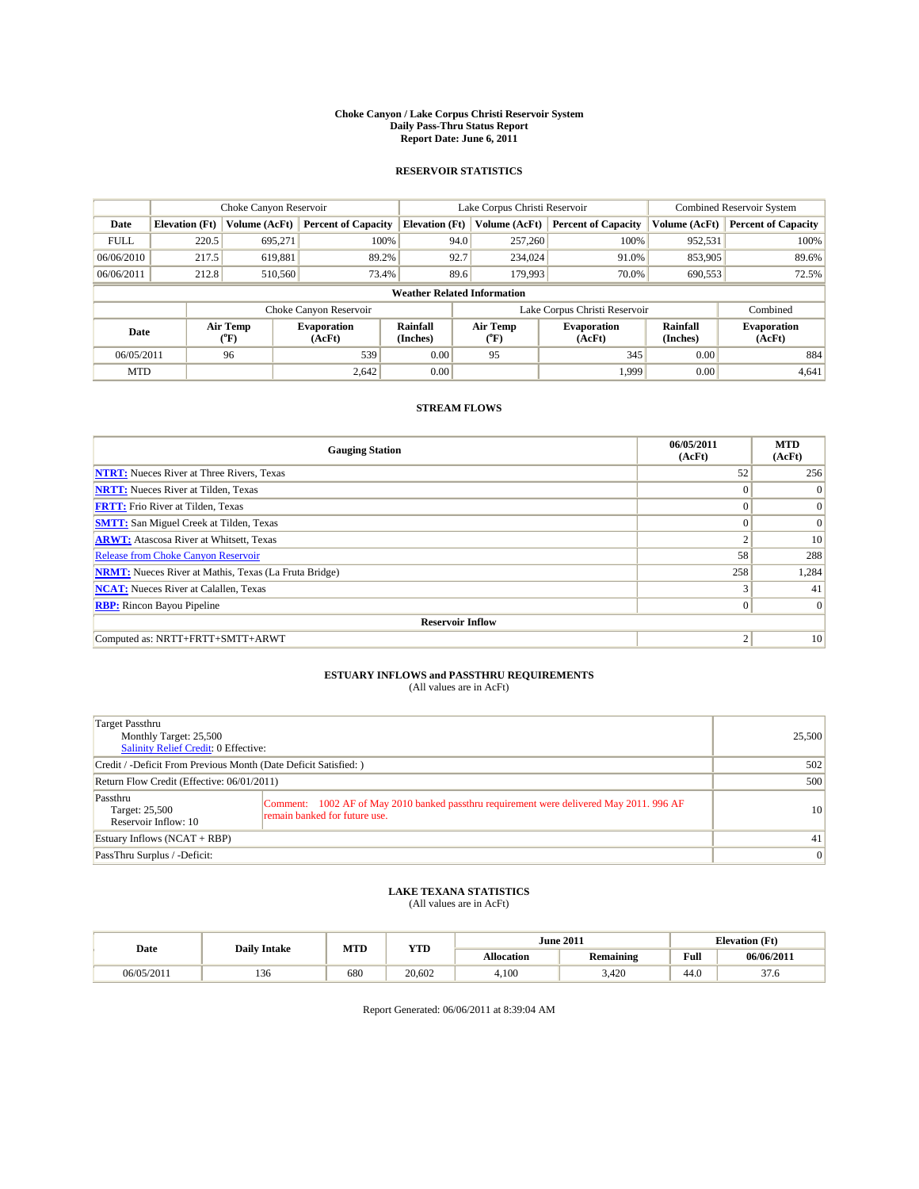# Choke Canyon / Lake Corpus Christi Reservoir System
## Daily Pass-Thru Status Report
## Report Date: June 6, 2011

### RESERVOIR STATISTICS

| | Choke Canyon Reservoir | | | Lake Corpus Christi Reservoir | | | Combined Reservoir System | |
|---|---|---|---|---|---|---|---|---|
| Date | Elevation (Ft) | Volume (AcFt) | Percent of Capacity | Elevation (Ft) | Volume (AcFt) | Percent of Capacity | Volume (AcFt) | Percent of Capacity |
| FULL | 220.5 | 695,271 | 100% | 94.0 | 257,260 | 100% | 952,531 | 100% |
| 06/06/2010 | 217.5 | 619,881 | 89.2% | 92.7 | 234,024 | 91.0% | 853,905 | 89.6% |
| 06/06/2011 | 212.8 | 510,560 | 73.4% | 89.6 | 179,993 | 70.0% | 690,553 | 72.5% |

**Weather Related Information**

| | Choke Canyon Reservoir | | | Lake Corpus Christi Reservoir | | | Combined |
|---|---|---|---|---|---|---|---|
| Date | Air Temp (°F) | Evaporation (AcFt) | Rainfall (Inches) | Air Temp (°F) | Evaporation (AcFt) | Rainfall (Inches) | Evaporation (AcFt) |
| 06/05/2011 | 96 | 539 | 0.00 | 95 | 345 | 0.00 | 884 |
| MTD | | 2,642 | 0.00 | | 1,999 | 0.00 | 4,641 |

### STREAM FLOWS

| Gauging Station | 06/05/2011 (AcFt) | MTD (AcFt) |
|---|---|---|
| NTRT: Nueces River at Three Rivers, Texas | 52 | 256 |
| NRTT: Nueces River at Tilden, Texas | 0 | 0 |
| FRTT: Frio River at Tilden, Texas | 0 | 0 |
| SMTT: San Miguel Creek at Tilden, Texas | 0 | 0 |
| ARWT: Atascosa River at Whitsett, Texas | 2 | 10 |
| Release from Choke Canyon Reservoir | 58 | 288 |
| NRMT: Nueces River at Mathis, Texas (La Fruta Bridge) | 258 | 1,284 |
| NCAT: Nueces River at Calallen, Texas | 3 | 41 |
| RBP: Rincon Bayou Pipeline | 0 | 0 |
| **Reservoir Inflow** | | |
| Computed as: NRTT+FRTT+SMTT+ARWT | 2 | 10 |

### ESTUARY INFLOWS and PASSTHRU REQUIREMENTS
(All values are in AcFt)

| | |
|---|---|
| Target Passthru<br>Monthly Target: 25,500<br>Salinity Relief Credit: 0 Effective: | 25,500 |
| Credit / -Deficit From Previous Month (Date Deficit Satisfied: ) | 502 |
| Return Flow Credit (Effective: 06/01/2011) | 500 |
| Passthru<br>Target: 25,500<br>Reservoir Inflow: 10<br>Comment: 1002 AF of May 2010 banked passthru requirement were delivered May 2011. 996 AF remain banked for future use. | 10 |
| Estuary Inflows (NCAT + RBP) | 41 |
| PassThru Surplus / -Deficit: | 0 |

### LAKE TEXANA STATISTICS
(All values are in AcFt)

| Date | Daily Intake | MTD | YTD | June 2011 | | Elevation (Ft) | |
|---|---|---|---|---|---|---|---|
| | | | | Allocation | Remaining | Full | 06/06/2011 |
| 06/05/2011 | 136 | 680 | 20,602 | 4,100 | 3,420 | 44.0 | 37.6 |

Report Generated: 06/06/2011 at 8:39:04 AM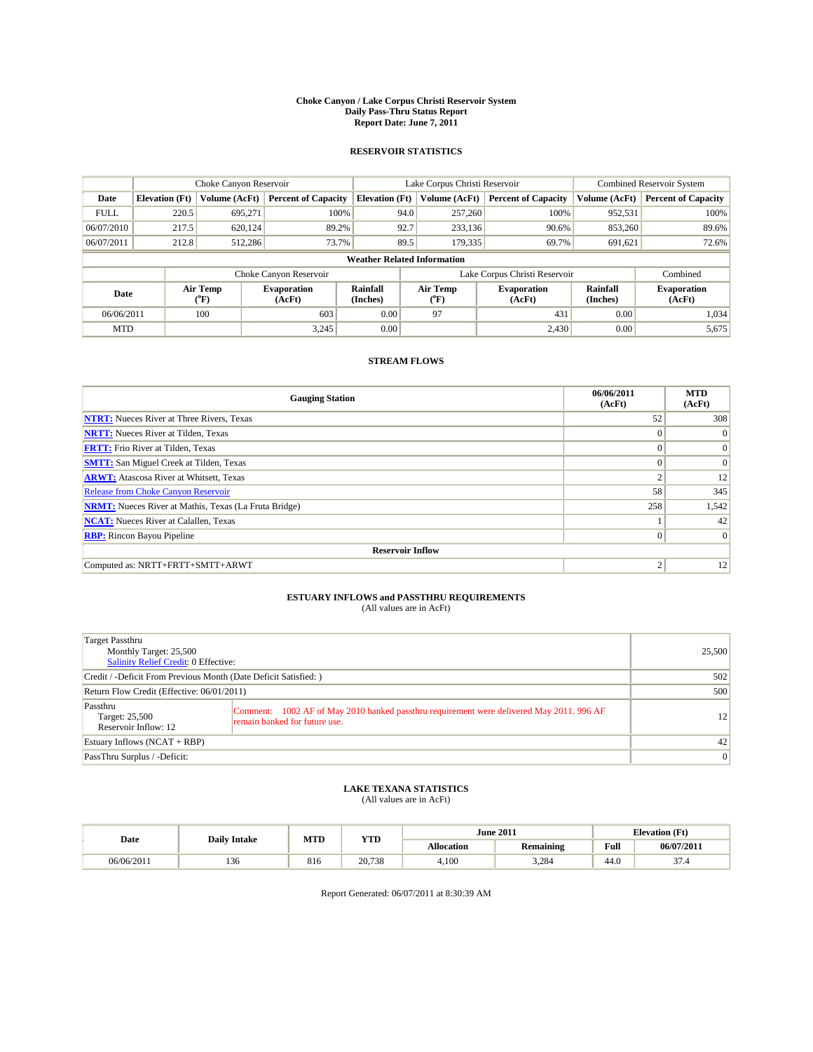# Choke Canyon / Lake Corpus Christi Reservoir System
## Daily Pass-Thru Status Report
## Report Date: June 7, 2011

### RESERVOIR STATISTICS

| | Choke Canyon Reservoir | | | Lake Corpus Christi Reservoir | | | Combined Reservoir System | |
|---|---|---|---|---|---|---|---|---|
| Date | Elevation (Ft) | Volume (AcFt) | Percent of Capacity | Elevation (Ft) | Volume (AcFt) | Percent of Capacity | Volume (AcFt) | Percent of Capacity |
| FULL | 220.5 | 695,271 | 100% | 94.0 | 257,260 | 100% | 952,531 | 100% |
| 06/07/2010 | 217.5 | 620,124 | 89.2% | 92.7 | 233,136 | 90.6% | 853,260 | 89.6% |
| 06/07/2011 | 212.8 | 512,286 | 73.7% | 89.5 | 179,335 | 69.7% | 691,621 | 72.6% |

**Weather Related Information**

| | Choke Canyon Reservoir | | | Lake Corpus Christi Reservoir | | | Combined |
|---|---|---|---|---|---|---|---|
| Date | Air Temp (°F) | Evaporation (AcFt) | Rainfall (Inches) | Air Temp (°F) | Evaporation (AcFt) | Rainfall (Inches) | Evaporation (AcFt) |
| 06/06/2011 | 100 | 603 | 0.00 | 97 | 431 | 0.00 | 1,034 |
| MTD | | 3,245 | 0.00 | | 2,430 | 0.00 | 5,675 |

### STREAM FLOWS

| Gauging Station | 06/06/2011 (AcFt) | MTD (AcFt) |
|---|---|---|
| NTRT: Nueces River at Three Rivers, Texas | 52 | 308 |
| NRTT: Nueces River at Tilden, Texas | 0 | 0 |
| FRTT: Frio River at Tilden, Texas | 0 | 0 |
| SMTT: San Miguel Creek at Tilden, Texas | 0 | 0 |
| ARWT: Atascosa River at Whitsett, Texas | 2 | 12 |
| Release from Choke Canyon Reservoir | 58 | 345 |
| NRMT: Nueces River at Mathis, Texas (La Fruta Bridge) | 258 | 1,542 |
| NCAT: Nueces River at Calallen, Texas | 1 | 42 |
| RBP: Rincon Bayou Pipeline | 0 | 0 |
| **Reservoir Inflow** | | |
| Computed as: NRTT+FRTT+SMTT+ARWT | 2 | 12 |

### ESTUARY INFLOWS and PASSTHRU REQUIREMENTS
(All values are in AcFt)

| | | |
|---|---|---|
| Target Passthru<br>Monthly Target: 25,500<br>Salinity Relief Credit: 0 Effective: | | 25,500 |
| Credit / -Deficit From Previous Month (Date Deficit Satisfied: ) | | 502 |
| Return Flow Credit (Effective: 06/01/2011) | | 500 |
| Passthru<br>Target: 25,500<br>Reservoir Inflow: 12 | Comment: 1002 AF of May 2010 banked passthru requirement were delivered May 2011. 996 AF remain banked for future use. | 12 |
| Estuary Inflows (NCAT + RBP) | | 42 |
| PassThru Surplus / -Deficit: | | 0 |

### LAKE TEXANA STATISTICS
(All values are in AcFt)

| Date | Daily Intake | MTD | YTD | June 2011 | | Elevation (Ft) | |
|---|---|---|---|---|---|---|---|
| | | | | Allocation | Remaining | Full | 06/07/2011 |
| 06/06/2011 | 136 | 816 | 20,738 | 4,100 | 3,284 | 44.0 | 37.4 |

Report Generated: 06/07/2011 at 8:30:39 AM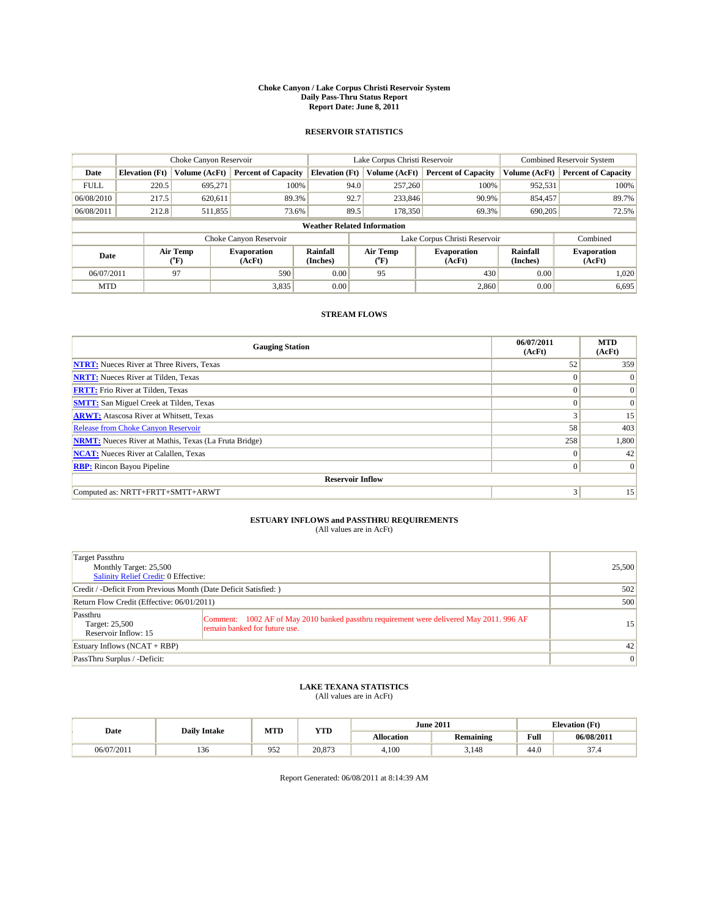# Choke Canyon / Lake Corpus Christi Reservoir System
## Daily Pass-Thru Status Report
### Report Date: June 8, 2011

## RESERVOIR STATISTICS

| | Choke Canyon Reservoir | | | Lake Corpus Christi Reservoir | | | Combined Reservoir System | |
|---|---|---|---|---|---|---|---|---|
| Date | Elevation (Ft) | Volume (AcFt) | Percent of Capacity | Elevation (Ft) | Volume (AcFt) | Percent of Capacity | Volume (AcFt) | Percent of Capacity |
| FULL | 220.5 | 695,271 | 100% | 94.0 | 257,260 | 100% | 952,531 | 100% |
| 06/08/2010 | 217.5 | 620,611 | 89.3% | 92.7 | 233,846 | 90.9% | 854,457 | 89.7% |
| 06/08/2011 | 212.8 | 511,855 | 73.6% | 89.5 | 178,350 | 69.3% | 690,205 | 72.5% |

**Weather Related Information**

| | Choke Canyon Reservoir | | | Lake Corpus Christi Reservoir | | | Combined |
|---|---|---|---|---|---|---|---|
| Date | Air Temp (°F) | Evaporation (AcFt) | Rainfall (Inches) | Air Temp (°F) | Evaporation (AcFt) | Rainfall (Inches) | Evaporation (AcFt) |
| 06/07/2011 | 97 | 590 | 0.00 | 95 | 430 | 0.00 | 1,020 |
| MTD | | 3,835 | 0.00 | | 2,860 | 0.00 | 6,695 |

## STREAM FLOWS

| Gauging Station | 06/07/2011 (AcFt) | MTD (AcFt) |
|---|---|---|
| **NTRT:** Nueces River at Three Rivers, Texas | 52 | 359 |
| **NRTT:** Nueces River at Tilden, Texas | 0 | 0 |
| **FRTT:** Frio River at Tilden, Texas | 0 | 0 |
| **SMTT:** San Miguel Creek at Tilden, Texas | 0 | 0 |
| **ARWT:** Atascosa River at Whitsett, Texas | 3 | 15 |
| Release from Choke Canyon Reservoir | 58 | 403 |
| **NRMT:** Nueces River at Mathis, Texas (La Fruta Bridge) | 258 | 1,800 |
| **NCAT:** Nueces River at Calallen, Texas | 0 | 42 |
| **RBP:** Rincon Bayou Pipeline | 0 | 0 |
| **Reservoir Inflow** | | |
| Computed as: NRTT+FRTT+SMTT+ARWT | 3 | 15 |

## ESTUARY INFLOWS and PASSTHRU REQUIREMENTS
(All values are in AcFt)

| | | |
|---|---|---|
| Target Passthru<br>Monthly Target: 25,500<br>Salinity Relief Credit: 0 Effective: | | 25,500 |
| Credit / -Deficit From Previous Month (Date Deficit Satisfied: ) | | 502 |
| Return Flow Credit (Effective: 06/01/2011) | | 500 |
| Passthru<br>Target: 25,500<br>Reservoir Inflow: 15 | Comment: 1002 AF of May 2010 banked passthru requirement were delivered May 2011. 996 AF remain banked for future use. | 15 |
| Estuary Inflows (NCAT + RBP) | | 42 |
| PassThru Surplus / -Deficit: | | 0 |

## LAKE TEXANA STATISTICS
(All values are in AcFt)

| Date | Daily Intake | MTD | YTD | June 2011 | | Elevation (Ft) | |
|---|---|---|---|---|---|---|---|
| | | | | Allocation | Remaining | Full | 06/08/2011 |
| 06/07/2011 | 136 | 952 | 20,873 | 4,100 | 3,148 | 44.0 | 37.4 |

Report Generated: 06/08/2011 at 8:14:39 AM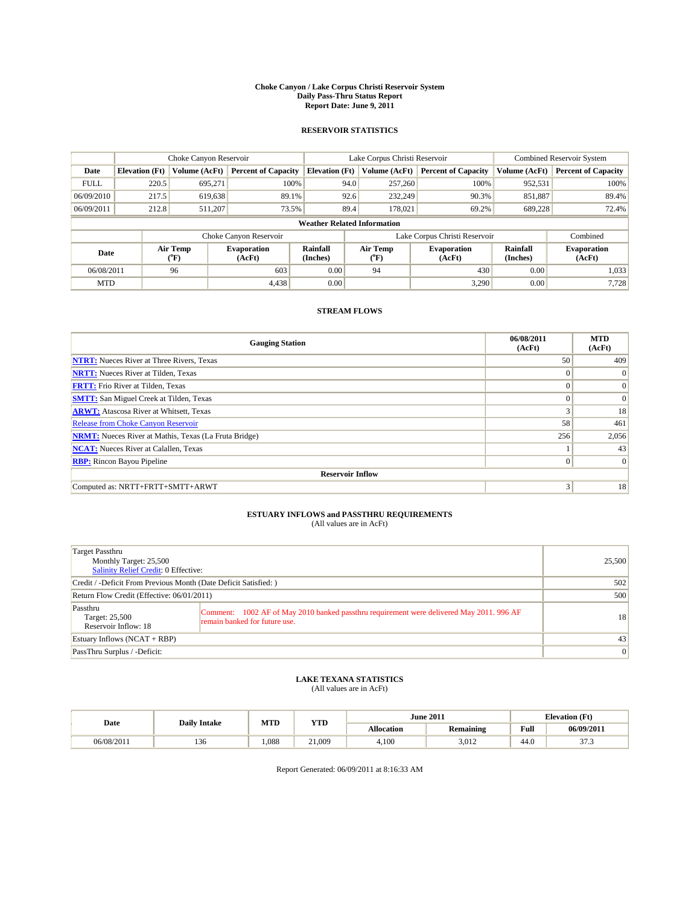# Choke Canyon / Lake Corpus Christi Reservoir System
## Daily Pass-Thru Status Report
### Report Date: June 9, 2011

## RESERVOIR STATISTICS

| | Choke Canyon Reservoir | | | Lake Corpus Christi Reservoir | | | Combined Reservoir System | |
|---|---|---|---|---|---|---|---|---|
| Date | Elevation (Ft) | Volume (AcFt) | Percent of Capacity | Elevation (Ft) | Volume (AcFt) | Percent of Capacity | Volume (AcFt) | Percent of Capacity |
| FULL | 220.5 | 695,271 | 100% | 94.0 | 257,260 | 100% | 952,531 | 100% |
| 06/09/2010 | 217.5 | 619,638 | 89.1% | 92.6 | 232,249 | 90.3% | 851,887 | 89.4% |
| 06/09/2011 | 212.8 | 511,207 | 73.5% | 89.4 | 178,021 | 69.2% | 689,228 | 72.4% |

**Weather Related Information**

| | Choke Canyon Reservoir | | | Lake Corpus Christi Reservoir | | | Combined |
|---|---|---|---|---|---|---|---|
| Date | Air Temp (°F) | Evaporation (AcFt) | Rainfall (Inches) | Air Temp (°F) | Evaporation (AcFt) | Rainfall (Inches) | Evaporation (AcFt) |
| 06/08/2011 | 96 | 603 | 0.00 | 94 | 430 | 0.00 | 1,033 |
| MTD | | 4,438 | 0.00 | | 3,290 | 0.00 | 7,728 |

## STREAM FLOWS

| Gauging Station | 06/08/2011 (AcFt) | MTD (AcFt) |
|---|---|---|
| NTRT: Nueces River at Three Rivers, Texas | 50 | 409 |
| NRTT: Nueces River at Tilden, Texas | 0 | 0 |
| FRTT: Frio River at Tilden, Texas | 0 | 0 |
| SMTT: San Miguel Creek at Tilden, Texas | 0 | 0 |
| ARWT: Atascosa River at Whitsett, Texas | 3 | 18 |
| Release from Choke Canyon Reservoir | 58 | 461 |
| NRMT: Nueces River at Mathis, Texas (La Fruta Bridge) | 256 | 2,056 |
| NCAT: Nueces River at Calallen, Texas | 1 | 43 |
| RBP: Rincon Bayou Pipeline | 0 | 0 |
| **Reservoir Inflow** | | |
| Computed as: NRTT+FRTT+SMTT+ARWT | 3 | 18 |

## ESTUARY INFLOWS and PASSTHRU REQUIREMENTS
(All values are in AcFt)

| | |
|---|---|
| Target Passthru<br>Monthly Target: 25,500<br>Salinity Relief Credit: 0 Effective: | 25,500 |
| Credit / -Deficit From Previous Month (Date Deficit Satisfied: ) | 502 |
| Return Flow Credit (Effective: 06/01/2011) | 500 |
| Passthru<br>Target: 25,500<br>Reservoir Inflow: 18<br>Comment: 1002 AF of May 2010 banked passthru requirement were delivered May 2011. 996 AF remain banked for future use. | 18 |
| Estuary Inflows (NCAT + RBP) | 43 |
| PassThru Surplus / -Deficit: | 0 |

## LAKE TEXANA STATISTICS
(All values are in AcFt)

| Date | Daily Intake | MTD | YTD | June 2011 | | Elevation (Ft) | |
|---|---|---|---|---|---|---|---|
| | | | | Allocation | Remaining | Full | 06/09/2011 |
| 06/08/2011 | 136 | 1,088 | 21,009 | 4,100 | 3,012 | 44.0 | 37.3 |

Report Generated: 06/09/2011 at 8:16:33 AM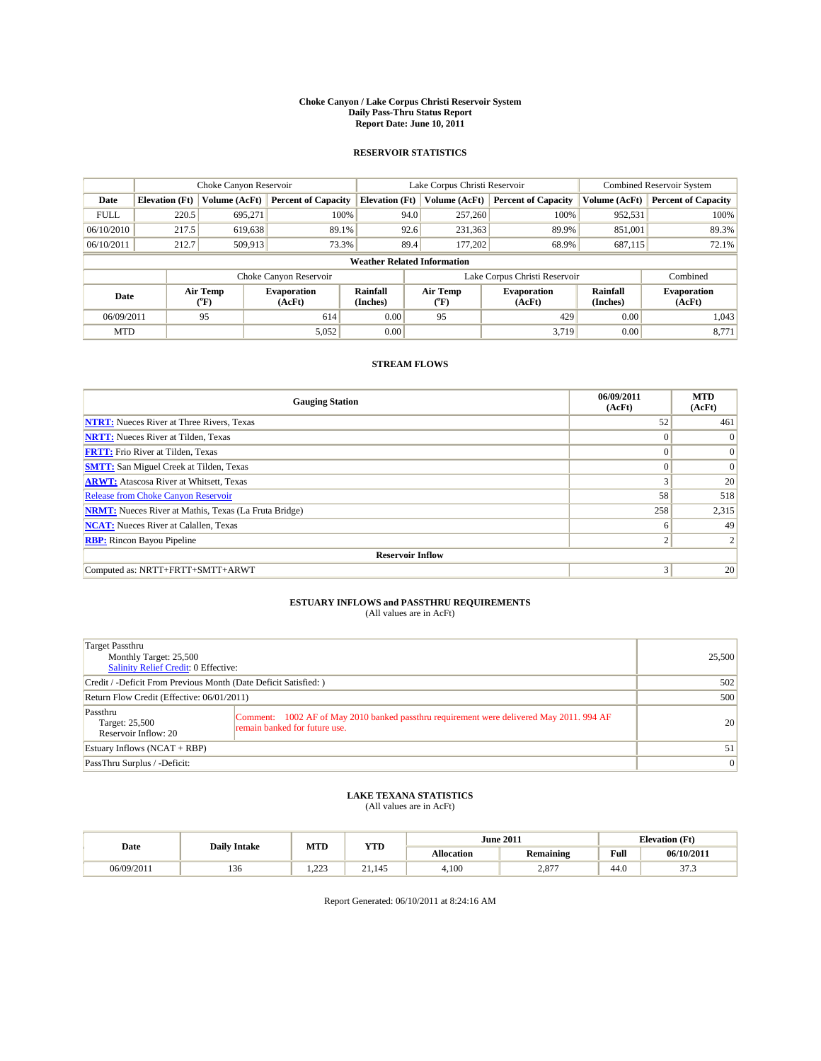**Choke Canyon / Lake Corpus Christi Reservoir System**
**Daily Pass-Thru Status Report**
**Report Date: June 10, 2011**

## RESERVOIR STATISTICS

| | Choke Canyon Reservoir | | | Lake Corpus Christi Reservoir | | | Combined Reservoir System | |
|---|---|---|---|---|---|---|---|---|
| Date | Elevation (Ft) | Volume (AcFt) | Percent of Capacity | Elevation (Ft) | Volume (AcFt) | Percent of Capacity | Volume (AcFt) | Percent of Capacity |
| FULL | 220.5 | 695,271 | 100% | 94.0 | 257,260 | 100% | 952,531 | 100% |
| 06/10/2010 | 217.5 | 619,638 | 89.1% | 92.6 | 231,363 | 89.9% | 851,001 | 89.3% |
| 06/10/2011 | 212.7 | 509,913 | 73.3% | 89.4 | 177,202 | 68.9% | 687,115 | 72.1% |

**Weather Related Information**

| | Choke Canyon Reservoir | | | Lake Corpus Christi Reservoir | | | Combined |
|---|---|---|---|---|---|---|---|
| Date | Air Temp (°F) | Evaporation (AcFt) | Rainfall (Inches) | Air Temp (°F) | Evaporation (AcFt) | Rainfall (Inches) | Evaporation (AcFt) |
| 06/09/2011 | 95 | 614 | 0.00 | 95 | 429 | 0.00 | 1,043 |
| MTD | | 5,052 | 0.00 | | 3,719 | 0.00 | 8,771 |

## STREAM FLOWS

| Gauging Station | 06/09/2011 (AcFt) | MTD (AcFt) |
|---|---|---|
| NTRT: Nueces River at Three Rivers, Texas | 52 | 461 |
| NRTT: Nueces River at Tilden, Texas | 0 | 0 |
| FRTT: Frio River at Tilden, Texas | 0 | 0 |
| SMTT: San Miguel Creek at Tilden, Texas | 0 | 0 |
| ARWT: Atascosa River at Whitsett, Texas | 3 | 20 |
| Release from Choke Canyon Reservoir | 58 | 518 |
| NRMT: Nueces River at Mathis, Texas (La Fruta Bridge) | 258 | 2,315 |
| NCAT: Nueces River at Calallen, Texas | 6 | 49 |
| RBP: Rincon Bayou Pipeline | 2 | 2 |
| **Reservoir Inflow** | | |
| Computed as: NRTT+FRTT+SMTT+ARWT | 3 | 20 |

## ESTUARY INFLOWS and PASSTHRU REQUIREMENTS
(All values are in AcFt)

| | |
|---|---|
| Target Passthru<br>Monthly Target: 25,500<br>Salinity Relief Credit: 0 Effective: | 25,500 |
| Credit / -Deficit From Previous Month (Date Deficit Satisfied: ) | 502 |
| Return Flow Credit (Effective: 06/01/2011) | 500 |
| Passthru<br>Target: 25,500<br>Reservoir Inflow: 20<br>Comment: 1002 AF of May 2010 banked passthru requirement were delivered May 2011. 994 AF remain banked for future use. | 20 |
| Estuary Inflows (NCAT + RBP) | 51 |
| PassThru Surplus / -Deficit: | 0 |

## LAKE TEXANA STATISTICS
(All values are in AcFt)

| Date | Daily Intake | MTD | YTD | June 2011 | | Elevation (Ft) | |
|---|---|---|---|---|---|---|---|
| | | | | Allocation | Remaining | Full | 06/10/2011 |
| 06/09/2011 | 136 | 1,223 | 21,145 | 4,100 | 2,877 | 44.0 | 37.3 |

Report Generated: 06/10/2011 at 8:24:16 AM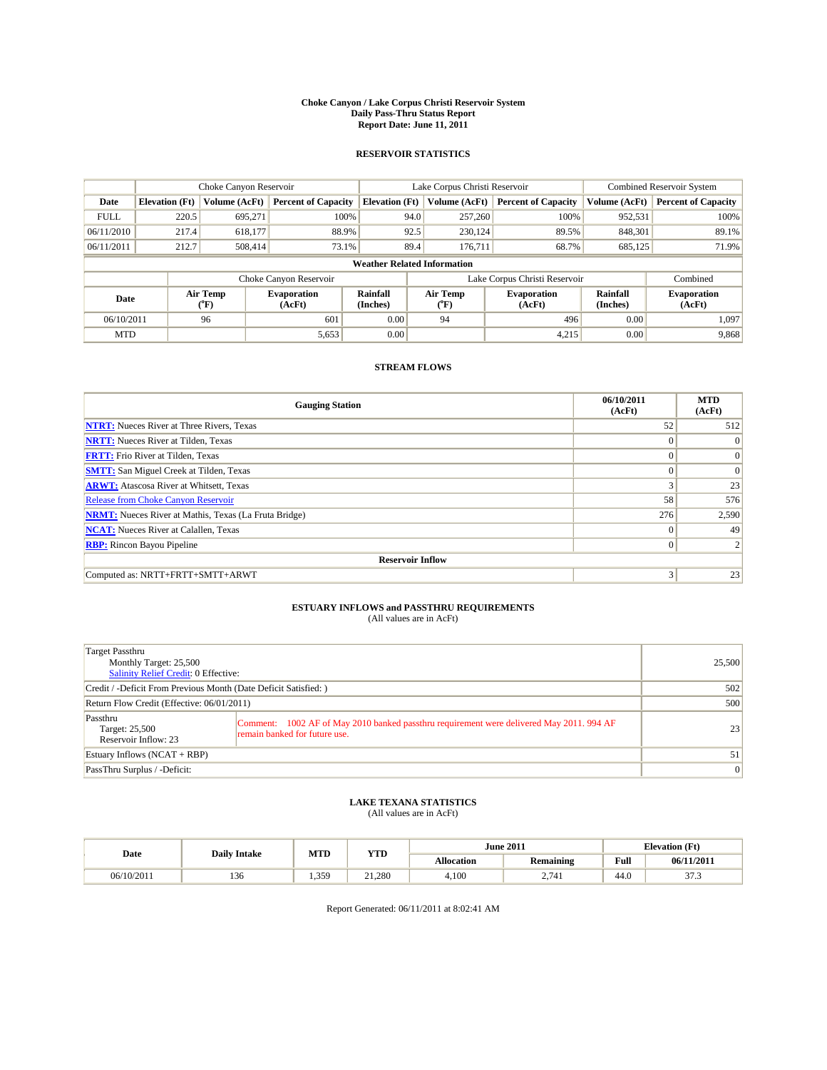# Choke Canyon / Lake Corpus Christi Reservoir System
## Daily Pass-Thru Status Report
## Report Date: June 11, 2011

### RESERVOIR STATISTICS

| | Choke Canyon Reservoir | | | Lake Corpus Christi Reservoir | | | Combined Reservoir System | |
|---|---|---|---|---|---|---|---|---|
| Date | Elevation (Ft) | Volume (AcFt) | Percent of Capacity | Elevation (Ft) | Volume (AcFt) | Percent of Capacity | Volume (AcFt) | Percent of Capacity |
| FULL | 220.5 | 695,271 | 100% | 94.0 | 257,260 | 100% | 952,531 | 100% |
| 06/11/2010 | 217.4 | 618,177 | 88.9% | 92.5 | 230,124 | 89.5% | 848,301 | 89.1% |
| 06/11/2011 | 212.7 | 508,414 | 73.1% | 89.4 | 176,711 | 68.7% | 685,125 | 71.9% |

**Weather Related Information**

| | Choke Canyon Reservoir | | | Lake Corpus Christi Reservoir | | | Combined |
|---|---|---|---|---|---|---|---|
| Date | Air Temp (°F) | Evaporation (AcFt) | Rainfall (Inches) | Air Temp (°F) | Evaporation (AcFt) | Rainfall (Inches) | Evaporation (AcFt) |
| 06/10/2011 | 96 | 601 | 0.00 | 94 | 496 | 0.00 | 1,097 |
| MTD | | 5,653 | 0.00 | | 4,215 | 0.00 | 9,868 |

### STREAM FLOWS

| Gauging Station | 06/10/2011 (AcFt) | MTD (AcFt) |
|---|---|---|
| NTRT: Nueces River at Three Rivers, Texas | 52 | 512 |
| NRTT: Nueces River at Tilden, Texas | 0 | 0 |
| FRTT: Frio River at Tilden, Texas | 0 | 0 |
| SMTT: San Miguel Creek at Tilden, Texas | 0 | 0 |
| ARWT: Atascosa River at Whitsett, Texas | 3 | 23 |
| Release from Choke Canyon Reservoir | 58 | 576 |
| NRMT: Nueces River at Mathis, Texas (La Fruta Bridge) | 276 | 2,590 |
| NCAT: Nueces River at Calallen, Texas | 0 | 49 |
| RBP: Rincon Bayou Pipeline | 0 | 2 |
| **Reservoir Inflow** | | |
| Computed as: NRTT+FRTT+SMTT+ARWT | 3 | 23 |

### ESTUARY INFLOWS and PASSTHRU REQUIREMENTS
(All values are in AcFt)

| | |
|---|---|
| Target Passthru<br>Monthly Target: 25,500<br>Salinity Relief Credit: 0 Effective: | 25,500 |
| Credit / -Deficit From Previous Month (Date Deficit Satisfied: ) | 502 |
| Return Flow Credit (Effective: 06/01/2011) | 500 |
| Passthru<br>Target: 25,500<br>Reservoir Inflow: 23<br>Comment: 1002 AF of May 2010 banked passthru requirement were delivered May 2011. 994 AF remain banked for future use. | 23 |
| Estuary Inflows (NCAT + RBP) | 51 |
| PassThru Surplus / -Deficit: | 0 |

### LAKE TEXANA STATISTICS
(All values are in AcFt)

| Date | Daily Intake | MTD | YTD | June 2011 | | Elevation (Ft) | |
|---|---|---|---|---|---|---|---|
| | | | | Allocation | Remaining | Full | 06/11/2011 |
| 06/10/2011 | 136 | 1,359 | 21,280 | 4,100 | 2,741 | 44.0 | 37.3 |

Report Generated: 06/11/2011 at 8:02:41 AM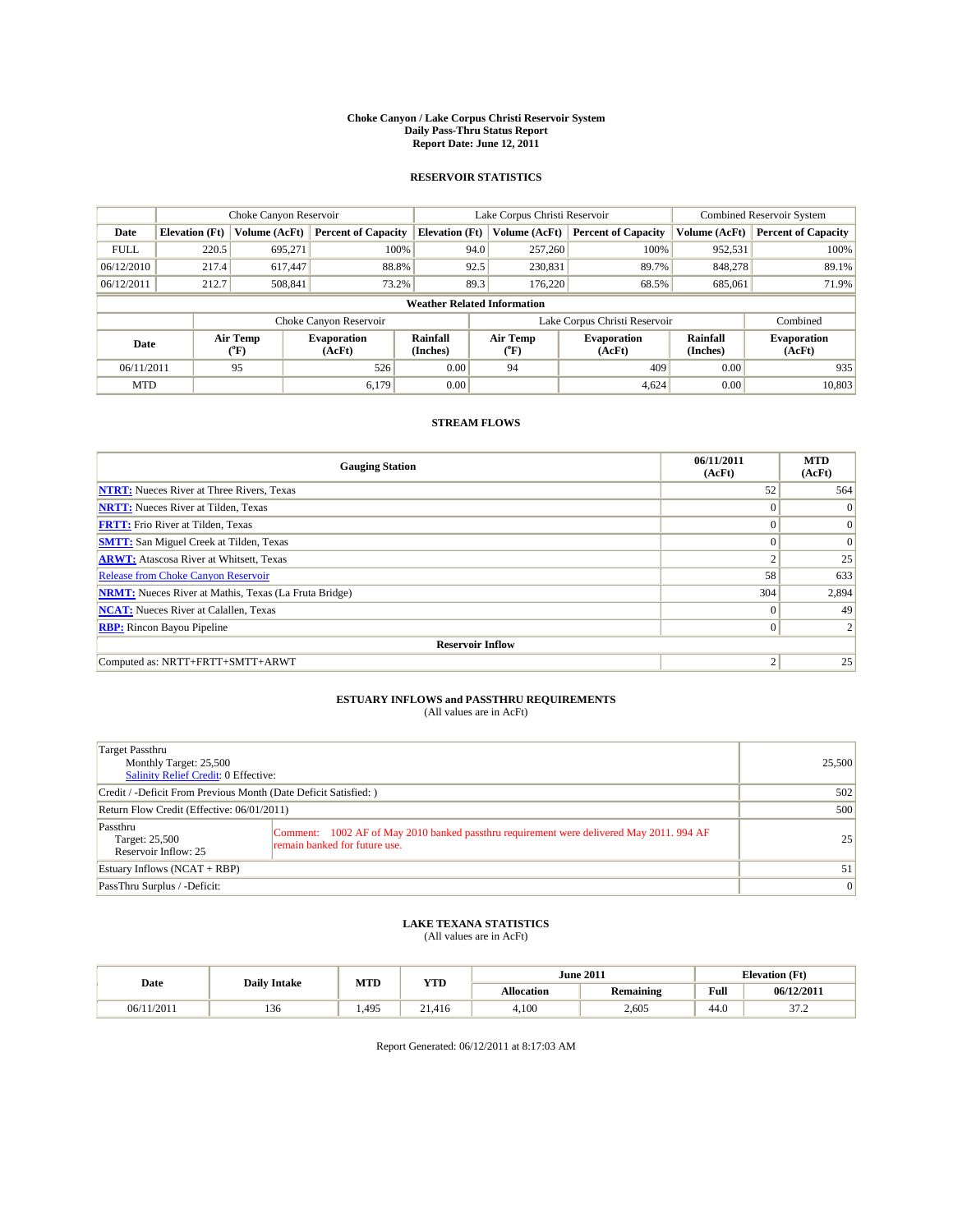# Choke Canyon / Lake Corpus Christi Reservoir System
## Daily Pass-Thru Status Report
## Report Date: June 12, 2011

### RESERVOIR STATISTICS

| | Choke Canyon Reservoir | | | Lake Corpus Christi Reservoir | | | Combined Reservoir System | |
|---|---|---|---|---|---|---|---|---|
| Date | Elevation (Ft) | Volume (AcFt) | Percent of Capacity | Elevation (Ft) | Volume (AcFt) | Percent of Capacity | Volume (AcFt) | Percent of Capacity |
| FULL | 220.5 | 695,271 | 100% | 94.0 | 257,260 | 100% | 952,531 | 100% |
| 06/12/2010 | 217.4 | 617,447 | 88.8% | 92.5 | 230,831 | 89.7% | 848,278 | 89.1% |
| 06/12/2011 | 212.7 | 508,841 | 73.2% | 89.3 | 176,220 | 68.5% | 685,061 | 71.9% |

**Weather Related Information**

| | Choke Canyon Reservoir | | | Lake Corpus Christi Reservoir | | | Combined |
|---|---|---|---|---|---|---|---|
| Date | Air Temp (°F) | Evaporation (AcFt) | Rainfall (Inches) | Air Temp (°F) | Evaporation (AcFt) | Rainfall (Inches) | Evaporation (AcFt) |
| 06/11/2011 | 95 | 526 | 0.00 | 94 | 409 | 0.00 | 935 |
| MTD | | 6,179 | 0.00 | | 4,624 | 0.00 | 10,803 |

### STREAM FLOWS

| Gauging Station | 06/11/2011 (AcFt) | MTD (AcFt) |
|---|---|---|
| **NTRT:** Nueces River at Three Rivers, Texas | 52 | 564 |
| **NRTT:** Nueces River at Tilden, Texas | 0 | 0 |
| **FRTT:** Frio River at Tilden, Texas | 0 | 0 |
| **SMTT:** San Miguel Creek at Tilden, Texas | 0 | 0 |
| **ARWT:** Atascosa River at Whitsett, Texas | 2 | 25 |
| Release from Choke Canyon Reservoir | 58 | 633 |
| **NRMT:** Nueces River at Mathis, Texas (La Fruta Bridge) | 304 | 2,894 |
| **NCAT:** Nueces River at Calallen, Texas | 0 | 49 |
| **RBP:** Rincon Bayou Pipeline | 0 | 2 |
| **Reservoir Inflow** | | |
| Computed as: NRTT+FRTT+SMTT+ARWT | 2 | 25 |

### ESTUARY INFLOWS and PASSTHRU REQUIREMENTS
(All values are in AcFt)

| | |
|---|---|
| Target Passthru<br>Monthly Target: 25,500<br>Salinity Relief Credit: 0 Effective: | 25,500 |
| Credit / -Deficit From Previous Month (Date Deficit Satisfied: ) | 502 |
| Return Flow Credit (Effective: 06/01/2011) | 500 |
| Passthru<br>Target: 25,500<br>Reservoir Inflow: 25<br>Comment: 1002 AF of May 2010 banked passthru requirement were delivered May 2011. 994 AF remain banked for future use. | 25 |
| Estuary Inflows (NCAT + RBP) | 51 |
| PassThru Surplus / -Deficit: | 0 |

### LAKE TEXANA STATISTICS
(All values are in AcFt)

| Date | Daily Intake | MTD | YTD | June 2011 | | Elevation (Ft) | |
|---|---|---|---|---|---|---|---|
| | | | | Allocation | Remaining | Full | 06/12/2011 |
| 06/11/2011 | 136 | 1,495 | 21,416 | 4,100 | 2,605 | 44.0 | 37.2 |

Report Generated: 06/12/2011 at 8:17:03 AM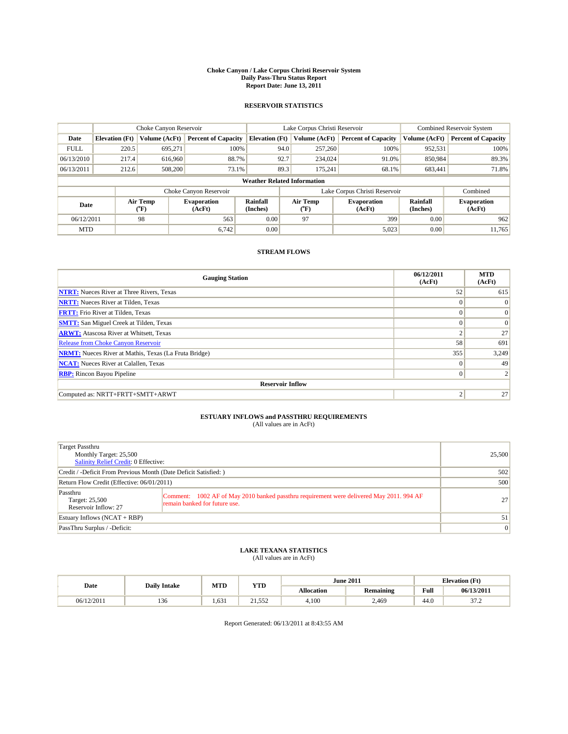# Choke Canyon / Lake Corpus Christi Reservoir System
## Daily Pass-Thru Status Report
## Report Date: June 13, 2011

### RESERVOIR STATISTICS

| | Choke Canyon Reservoir | | | Lake Corpus Christi Reservoir | | | Combined Reservoir System | |
|---|---|---|---|---|---|---|---|---|
| Date | Elevation (Ft) | Volume (AcFt) | Percent of Capacity | Elevation (Ft) | Volume (AcFt) | Percent of Capacity | Volume (AcFt) | Percent of Capacity |
| FULL | 220.5 | 695,271 | 100% | 94.0 | 257,260 | 100% | 952,531 | 100% |
| 06/13/2010 | 217.4 | 616,960 | 88.7% | 92.7 | 234,024 | 91.0% | 850,984 | 89.3% |
| 06/13/2011 | 212.6 | 508,200 | 73.1% | 89.3 | 175,241 | 68.1% | 683,441 | 71.8% |

**Weather Related Information**

| | Choke Canyon Reservoir | | | Lake Corpus Christi Reservoir | | | Combined |
|---|---|---|---|---|---|---|---|
| Date | Air Temp (°F) | Evaporation (AcFt) | Rainfall (Inches) | Air Temp (°F) | Evaporation (AcFt) | Rainfall (Inches) | Evaporation (AcFt) |
| 06/12/2011 | 98 | 563 | 0.00 | 97 | 399 | 0.00 | 962 |
| MTD | | 6,742 | 0.00 | | 5,023 | 0.00 | 11,765 |

### STREAM FLOWS

| Gauging Station | 06/12/2011 (AcFt) | MTD (AcFt) |
|---|---|---|
| **NTRT:** Nueces River at Three Rivers, Texas | 52 | 615 |
| **NRTT:** Nueces River at Tilden, Texas | 0 | 0 |
| **FRTT:** Frio River at Tilden, Texas | 0 | 0 |
| **SMTT:** San Miguel Creek at Tilden, Texas | 0 | 0 |
| **ARWT:** Atascosa River at Whitsett, Texas | 2 | 27 |
| Release from Choke Canyon Reservoir | 58 | 691 |
| **NRMT:** Nueces River at Mathis, Texas (La Fruta Bridge) | 355 | 3,249 |
| **NCAT:** Nueces River at Calallen, Texas | 0 | 49 |
| **RBP:** Rincon Bayou Pipeline | 0 | 2 |
| **Reservoir Inflow** | | |
| Computed as: NRTT+FRTT+SMTT+ARWT | 2 | 27 |

### ESTUARY INFLOWS and PASSTHRU REQUIREMENTS
(All values are in AcFt)

| | |
|---|---|
| Target Passthru<br>Monthly Target: 25,500<br>Salinity Relief Credit: 0 Effective: | 25,500 |
| Credit / -Deficit From Previous Month (Date Deficit Satisfied: ) | 502 |
| Return Flow Credit (Effective: 06/01/2011) | 500 |
| Passthru<br>Target: 25,500<br>Reservoir Inflow: 27<br>Comment: 1002 AF of May 2010 banked passthru requirement were delivered May 2011. 994 AF remain banked for future use. | 27 |
| Estuary Inflows (NCAT + RBP) | 51 |
| PassThru Surplus / -Deficit: | 0 |

### LAKE TEXANA STATISTICS
(All values are in AcFt)

| Date | Daily Intake | MTD | YTD | June 2011 | | Elevation (Ft) | |
|---|---|---|---|---|---|---|---|
| | | | | Allocation | Remaining | Full | 06/13/2011 |
| 06/12/2011 | 136 | 1,631 | 21,552 | 4,100 | 2,469 | 44.0 | 37.2 |

Report Generated: 06/13/2011 at 8:43:55 AM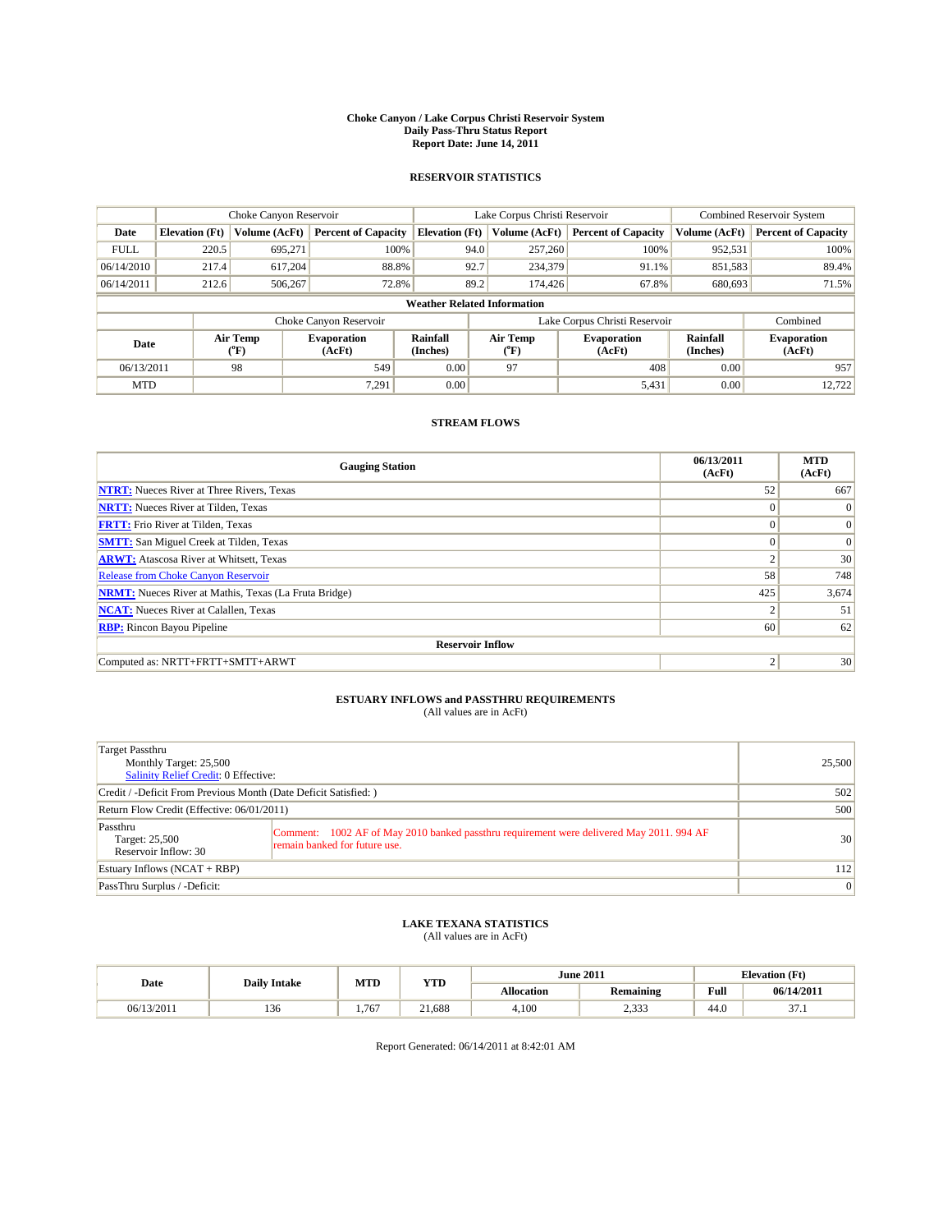**Choke Canyon / Lake Corpus Christi Reservoir System**
**Daily Pass-Thru Status Report**
**Report Date: June 14, 2011**

## RESERVOIR STATISTICS

| | Choke Canyon Reservoir | | | Lake Corpus Christi Reservoir | | | Combined Reservoir System | |
|---|---|---|---|---|---|---|---|---|
| Date | Elevation (Ft) | Volume (AcFt) | Percent of Capacity | Elevation (Ft) | Volume (AcFt) | Percent of Capacity | Volume (AcFt) | Percent of Capacity |
| FULL | 220.5 | 695,271 | 100% | 94.0 | 257,260 | 100% | 952,531 | 100% |
| 06/14/2010 | 217.4 | 617,204 | 88.8% | 92.7 | 234,379 | 91.1% | 851,583 | 89.4% |
| 06/14/2011 | 212.6 | 506,267 | 72.8% | 89.2 | 174,426 | 67.8% | 680,693 | 71.5% |

**Weather Related Information**

| | Choke Canyon Reservoir | | | Lake Corpus Christi Reservoir | | | Combined |
|---|---|---|---|---|---|---|---|
| Date | Air Temp (°F) | Evaporation (AcFt) | Rainfall (Inches) | Air Temp (°F) | Evaporation (AcFt) | Rainfall (Inches) | Evaporation (AcFt) |
| 06/13/2011 | 98 | 549 | 0.00 | 97 | 408 | 0.00 | 957 |
| MTD | | 7,291 | 0.00 | | 5,431 | 0.00 | 12,722 |

## STREAM FLOWS

| Gauging Station | 06/13/2011 (AcFt) | MTD (AcFt) |
|---|---|---|
| NTRT: Nueces River at Three Rivers, Texas | 52 | 667 |
| NRTT: Nueces River at Tilden, Texas | 0 | 0 |
| FRTT: Frio River at Tilden, Texas | 0 | 0 |
| SMTT: San Miguel Creek at Tilden, Texas | 0 | 0 |
| ARWT: Atascosa River at Whitsett, Texas | 2 | 30 |
| Release from Choke Canyon Reservoir | 58 | 748 |
| NRMT: Nueces River at Mathis, Texas (La Fruta Bridge) | 425 | 3,674 |
| NCAT: Nueces River at Calallen, Texas | 2 | 51 |
| RBP: Rincon Bayou Pipeline | 60 | 62 |
| **Reservoir Inflow** | | |
| Computed as: NRTT+FRTT+SMTT+ARWT | 2 | 30 |

## ESTUARY INFLOWS and PASSTHRU REQUIREMENTS

(All values are in AcFt)

| | | |
|---|---|---|
| Target Passthru<br>Monthly Target: 25,500<br>Salinity Relief Credit: 0 Effective: | | 25,500 |
| Credit / -Deficit From Previous Month (Date Deficit Satisfied: ) | | 502 |
| Return Flow Credit (Effective: 06/01/2011) | | 500 |
| Passthru<br>Target: 25,500<br>Reservoir Inflow: 30 | Comment: 1002 AF of May 2010 banked passthru requirement were delivered May 2011. 994 AF remain banked for future use. | 30 |
| Estuary Inflows (NCAT + RBP) | | 112 |
| PassThru Surplus / -Deficit: | | 0 |

## LAKE TEXANA STATISTICS

(All values are in AcFt)

| Date | Daily Intake | MTD | YTD | June 2011 | | Elevation (Ft) | |
|---|---|---|---|---|---|---|---|
| | | | | Allocation | Remaining | Full | 06/14/2011 |
| 06/13/2011 | 136 | 1,767 | 21,688 | 4,100 | 2,333 | 44.0 | 37.1 |

Report Generated: 06/14/2011 at 8:42:01 AM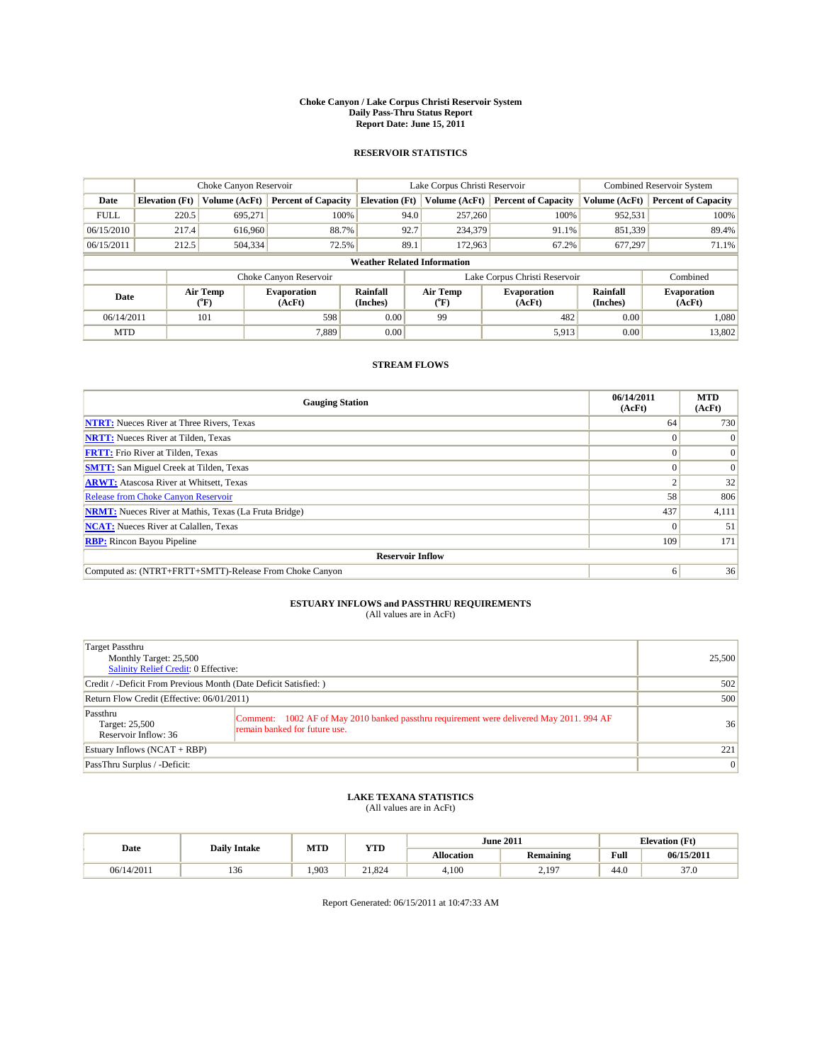# Choke Canyon / Lake Corpus Christi Reservoir System
## Daily Pass-Thru Status Report
### Report Date: June 15, 2011

## RESERVOIR STATISTICS

| | Choke Canyon Reservoir | | | Lake Corpus Christi Reservoir | | | Combined Reservoir System | |
|---|---|---|---|---|---|---|---|---|
| Date | Elevation (Ft) | Volume (AcFt) | Percent of Capacity | Elevation (Ft) | Volume (AcFt) | Percent of Capacity | Volume (AcFt) | Percent of Capacity |
| FULL | 220.5 | 695,271 | 100% | 94.0 | 257,260 | 100% | 952,531 | 100% |
| 06/15/2010 | 217.4 | 616,960 | 88.7% | 92.7 | 234,379 | 91.1% | 851,339 | 89.4% |
| 06/15/2011 | 212.5 | 504,334 | 72.5% | 89.1 | 172,963 | 67.2% | 677,297 | 71.1% |

**Weather Related Information**

| | Choke Canyon Reservoir | | | Lake Corpus Christi Reservoir | | | Combined |
|---|---|---|---|---|---|---|---|
| Date | Air Temp (°F) | Evaporation (AcFt) | Rainfall (Inches) | Air Temp (°F) | Evaporation (AcFt) | Rainfall (Inches) | Evaporation (AcFt) |
| 06/14/2011 | 101 | 598 | 0.00 | 99 | 482 | 0.00 | 1,080 |
| MTD | | 7,889 | 0.00 | | 5,913 | 0.00 | 13,802 |

## STREAM FLOWS

| Gauging Station | 06/14/2011 (AcFt) | MTD (AcFt) |
|---|---|---|
| NTRT: Nueces River at Three Rivers, Texas | 64 | 730 |
| NRTT: Nueces River at Tilden, Texas | 0 | 0 |
| FRTT: Frio River at Tilden, Texas | 0 | 0 |
| SMTT: San Miguel Creek at Tilden, Texas | 0 | 0 |
| ARWT: Atascosa River at Whitsett, Texas | 2 | 32 |
| Release from Choke Canyon Reservoir | 58 | 806 |
| NRMT: Nueces River at Mathis, Texas (La Fruta Bridge) | 437 | 4,111 |
| NCAT: Nueces River at Calallen, Texas | 0 | 51 |
| RBP: Rincon Bayou Pipeline | 109 | 171 |
| **Reservoir Inflow** | | |
| Computed as: (NTRT+FRTT+SMTT)-Release From Choke Canyon | 6 | 36 |

## ESTUARY INFLOWS and PASSTHRU REQUIREMENTS
(All values are in AcFt)

| | | |
|---|---|---|
| Target Passthru<br>Monthly Target: 25,500<br>Salinity Relief Credit: 0 Effective: | | 25,500 |
| Credit / -Deficit From Previous Month (Date Deficit Satisfied: ) | | 502 |
| Return Flow Credit (Effective: 06/01/2011) | | 500 |
| Passthru<br>Target: 25,500<br>Reservoir Inflow: 36 | Comment: 1002 AF of May 2010 banked passthru requirement were delivered May 2011. 994 AF remain banked for future use. | 36 |
| Estuary Inflows (NCAT + RBP) | | 221 |
| PassThru Surplus / -Deficit: | | 0 |

## LAKE TEXANA STATISTICS
(All values are in AcFt)

| Date | Daily Intake | MTD | YTD | June 2011 | | Elevation (Ft) | |
|---|---|---|---|---|---|---|---|
| | | | | Allocation | Remaining | Full | 06/15/2011 |
| 06/14/2011 | 136 | 1,903 | 21,824 | 4,100 | 2,197 | 44.0 | 37.0 |

Report Generated: 06/15/2011 at 10:47:33 AM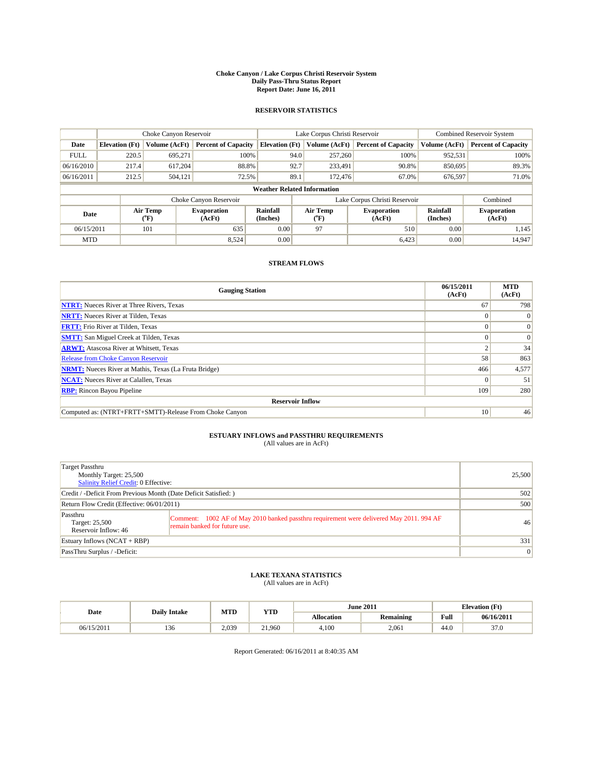# Choke Canyon / Lake Corpus Christi Reservoir System
## Daily Pass-Thru Status Report
## Report Date: June 16, 2011

### RESERVOIR STATISTICS

| | Choke Canyon Reservoir | | | Lake Corpus Christi Reservoir | | | Combined Reservoir System | |
|---|---|---|---|---|---|---|---|---|
| Date | Elevation (Ft) | Volume (AcFt) | Percent of Capacity | Elevation (Ft) | Volume (AcFt) | Percent of Capacity | Volume (AcFt) | Percent of Capacity |
| FULL | 220.5 | 695,271 | 100% | 94.0 | 257,260 | 100% | 952,531 | 100% |
| 06/16/2010 | 217.4 | 617,204 | 88.8% | 92.7 | 233,491 | 90.8% | 850,695 | 89.3% |
| 06/16/2011 | 212.5 | 504,121 | 72.5% | 89.1 | 172,476 | 67.0% | 676,597 | 71.0% |

**Weather Related Information**

| | Choke Canyon Reservoir | | | Lake Corpus Christi Reservoir | | | Combined |
|---|---|---|---|---|---|---|---|
| Date | Air Temp (°F) | Evaporation (AcFt) | Rainfall (Inches) | Air Temp (°F) | Evaporation (AcFt) | Rainfall (Inches) | Evaporation (AcFt) |
| 06/15/2011 | 101 | 635 | 0.00 | 97 | 510 | 0.00 | 1,145 |
| MTD | | 8,524 | 0.00 | | 6,423 | 0.00 | 14,947 |

### STREAM FLOWS

| Gauging Station | 06/15/2011 (AcFt) | MTD (AcFt) |
|---|---|---|
| NTRT: Nueces River at Three Rivers, Texas | 67 | 798 |
| NRTT: Nueces River at Tilden, Texas | 0 | 0 |
| FRTT: Frio River at Tilden, Texas | 0 | 0 |
| SMTT: San Miguel Creek at Tilden, Texas | 0 | 0 |
| ARWT: Atascosa River at Whitsett, Texas | 2 | 34 |
| Release from Choke Canyon Reservoir | 58 | 863 |
| NRMT: Nueces River at Mathis, Texas (La Fruta Bridge) | 466 | 4,577 |
| NCAT: Nueces River at Calallen, Texas | 0 | 51 |
| RBP: Rincon Bayou Pipeline | 109 | 280 |
| **Reservoir Inflow** | | |
| Computed as: (NTRT+FRTT+SMTT)-Release From Choke Canyon | 10 | 46 |

### ESTUARY INFLOWS and PASSTHRU REQUIREMENTS
(All values are in AcFt)

| | |
|---|---|
| Target Passthru<br>Monthly Target: 25,500<br>Salinity Relief Credit: 0 Effective: | 25,500 |
| Credit / -Deficit From Previous Month (Date Deficit Satisfied: ) | 502 |
| Return Flow Credit (Effective: 06/01/2011) | 500 |
| Passthru<br>Target: 25,500<br>Reservoir Inflow: 46<br>Comment: 1002 AF of May 2010 banked passthru requirement were delivered May 2011. 994 AF remain banked for future use. | 46 |
| Estuary Inflows (NCAT + RBP) | 331 |
| PassThru Surplus / -Deficit: | 0 |

### LAKE TEXANA STATISTICS
(All values are in AcFt)

| Date | Daily Intake | MTD | YTD | June 2011 | | Elevation (Ft) | |
|---|---|---|---|---|---|---|---|
| | | | | Allocation | Remaining | Full | 06/16/2011 |
| 06/15/2011 | 136 | 2,039 | 21,960 | 4,100 | 2,061 | 44.0 | 37.0 |

Report Generated: 06/16/2011 at 8:40:35 AM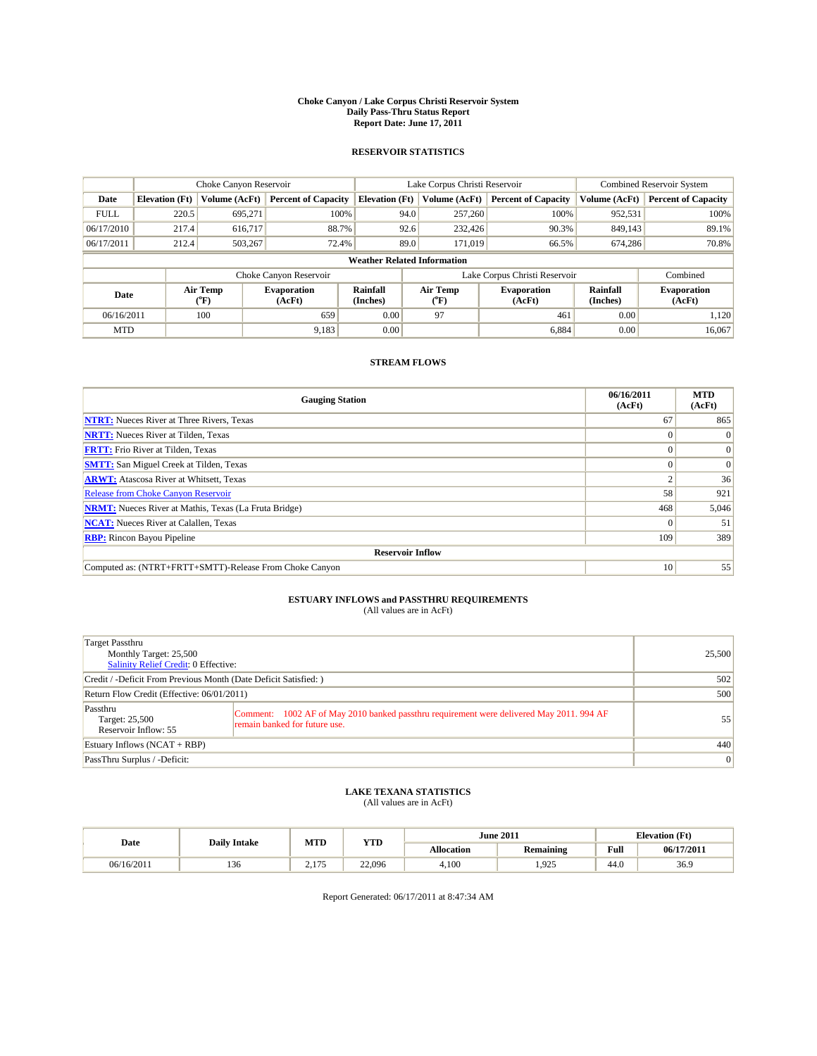# Choke Canyon / Lake Corpus Christi Reservoir System
## Daily Pass-Thru Status Report
### Report Date: June 17, 2011

## RESERVOIR STATISTICS

| | Choke Canyon Reservoir | | | Lake Corpus Christi Reservoir | | | Combined Reservoir System | |
|---|---|---|---|---|---|---|---|---|
| Date | Elevation (Ft) | Volume (AcFt) | Percent of Capacity | Elevation (Ft) | Volume (AcFt) | Percent of Capacity | Volume (AcFt) | Percent of Capacity |
| FULL | 220.5 | 695,271 | 100% | 94.0 | 257,260 | 100% | 952,531 | 100% |
| 06/17/2010 | 217.4 | 616,717 | 88.7% | 92.6 | 232,426 | 90.3% | 849,143 | 89.1% |
| 06/17/2011 | 212.4 | 503,267 | 72.4% | 89.0 | 171,019 | 66.5% | 674,286 | 70.8% |

### Weather Related Information

| | Choke Canyon Reservoir | | | Lake Corpus Christi Reservoir | | | Combined |
|---|---|---|---|---|---|---|---|
| Date | Air Temp (°F) | Evaporation (AcFt) | Rainfall (Inches) | Air Temp (°F) | Evaporation (AcFt) | Rainfall (Inches) | Evaporation (AcFt) |
| 06/16/2011 | 100 | 659 | 0.00 | 97 | 461 | 0.00 | 1,120 |
| MTD | | 9,183 | 0.00 | | 6,884 | 0.00 | 16,067 |

## STREAM FLOWS

| Gauging Station | 06/16/2011 (AcFt) | MTD (AcFt) |
|---|---|---|
| NTRT: Nueces River at Three Rivers, Texas | 67 | 865 |
| NRTT: Nueces River at Tilden, Texas | 0 | 0 |
| FRTT: Frio River at Tilden, Texas | 0 | 0 |
| SMTT: San Miguel Creek at Tilden, Texas | 0 | 0 |
| ARWT: Atascosa River at Whitsett, Texas | 2 | 36 |
| Release from Choke Canyon Reservoir | 58 | 921 |
| NRMT: Nueces River at Mathis, Texas (La Fruta Bridge) | 468 | 5,046 |
| NCAT: Nueces River at Calallen, Texas | 0 | 51 |
| RBP: Rincon Bayou Pipeline | 109 | 389 |
| **Reservoir Inflow** | | |
| Computed as: (NTRT+FRTT+SMTT)-Release From Choke Canyon | 10 | 55 |

## ESTUARY INFLOWS and PASSTHRU REQUIREMENTS
(All values are in AcFt)

| | | |
|---|---|---|
| Target Passthru<br>Monthly Target: 25,500<br>Salinity Relief Credit: 0 Effective: | | 25,500 |
| Credit / -Deficit From Previous Month (Date Deficit Satisfied: ) | | 502 |
| Return Flow Credit (Effective: 06/01/2011) | | 500 |
| Passthru<br>Target: 25,500<br>Reservoir Inflow: 55 | Comment: 1002 AF of May 2010 banked passthru requirement were delivered May 2011. 994 AF remain banked for future use. | 55 |
| Estuary Inflows (NCAT + RBP) | | 440 |
| PassThru Surplus / -Deficit: | | 0 |

## LAKE TEXANA STATISTICS
(All values are in AcFt)

| Date | Daily Intake | MTD | YTD | June 2011 | | Elevation (Ft) | |
|---|---|---|---|---|---|---|---|
| | | | | Allocation | Remaining | Full | 06/17/2011 |
| 06/16/2011 | 136 | 2,175 | 22,096 | 4,100 | 1,925 | 44.0 | 36.9 |

Report Generated: 06/17/2011 at 8:47:34 AM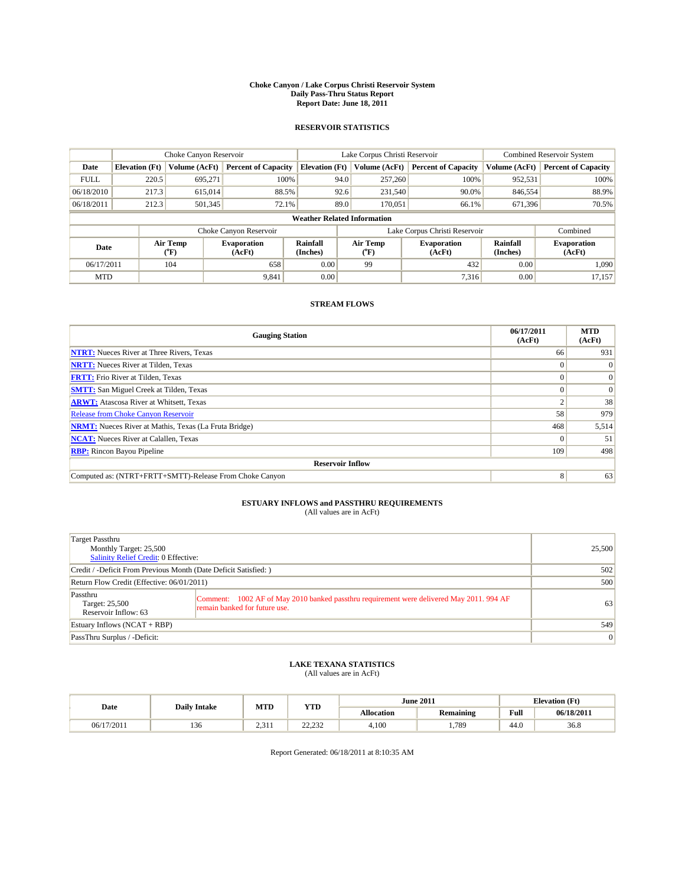# Choke Canyon / Lake Corpus Christi Reservoir System
## Daily Pass-Thru Status Report
## Report Date: June 18, 2011

### RESERVOIR STATISTICS

| | Choke Canyon Reservoir | | | Lake Corpus Christi Reservoir | | | Combined Reservoir System | |
|---|---|---|---|---|---|---|---|---|
| Date | Elevation (Ft) | Volume (AcFt) | Percent of Capacity | Elevation (Ft) | Volume (AcFt) | Percent of Capacity | Volume (AcFt) | Percent of Capacity |
| FULL | 220.5 | 695,271 | 100% | 94.0 | 257,260 | 100% | 952,531 | 100% |
| 06/18/2010 | 217.3 | 615,014 | 88.5% | 92.6 | 231,540 | 90.0% | 846,554 | 88.9% |
| 06/18/2011 | 212.3 | 501,345 | 72.1% | 89.0 | 170,051 | 66.1% | 671,396 | 70.5% |

**Weather Related Information**

| | Choke Canyon Reservoir | | | Lake Corpus Christi Reservoir | | | Combined |
|---|---|---|---|---|---|---|---|
| Date | Air Temp (°F) | Evaporation (AcFt) | Rainfall (Inches) | Air Temp (°F) | Evaporation (AcFt) | Rainfall (Inches) | Evaporation (AcFt) |
| 06/17/2011 | 104 | 658 | 0.00 | 99 | 432 | 0.00 | 1,090 |
| MTD | | 9,841 | 0.00 | | 7,316 | 0.00 | 17,157 |

### STREAM FLOWS

| Gauging Station | 06/17/2011 (AcFt) | MTD (AcFt) |
|---|---|---|
| NTRT: Nueces River at Three Rivers, Texas | 66 | 931 |
| NRTT: Nueces River at Tilden, Texas | 0 | 0 |
| FRTT: Frio River at Tilden, Texas | 0 | 0 |
| SMTT: San Miguel Creek at Tilden, Texas | 0 | 0 |
| ARWT: Atascosa River at Whitsett, Texas | 2 | 38 |
| Release from Choke Canyon Reservoir | 58 | 979 |
| NRMT: Nueces River at Mathis, Texas (La Fruta Bridge) | 468 | 5,514 |
| NCAT: Nueces River at Calallen, Texas | 0 | 51 |
| RBP: Rincon Bayou Pipeline | 109 | 498 |
| **Reservoir Inflow** | | |
| Computed as: (NTRT+FRTT+SMTT)-Release From Choke Canyon | 8 | 63 |

### ESTUARY INFLOWS and PASSTHRU REQUIREMENTS
(All values are in AcFt)

| | |
|---|---|
| Target Passthru<br>Monthly Target: 25,500<br>Salinity Relief Credit: 0 Effective: | 25,500 |
| Credit / -Deficit From Previous Month (Date Deficit Satisfied: ) | 502 |
| Return Flow Credit (Effective: 06/01/2011) | 500 |
| Passthru<br>Target: 25,500<br>Reservoir Inflow: 63<br>Comment: 1002 AF of May 2010 banked passthru requirement were delivered May 2011. 994 AF remain banked for future use. | 63 |
| Estuary Inflows (NCAT + RBP) | 549 |
| PassThru Surplus / -Deficit: | 0 |

### LAKE TEXANA STATISTICS
(All values are in AcFt)

| Date | Daily Intake | MTD | YTD | June 2011 | | Elevation (Ft) | |
|---|---|---|---|---|---|---|---|
| | | | | Allocation | Remaining | Full | 06/18/2011 |
| 06/17/2011 | 136 | 2,311 | 22,232 | 4,100 | 1,789 | 44.0 | 36.8 |

Report Generated: 06/18/2011 at 8:10:35 AM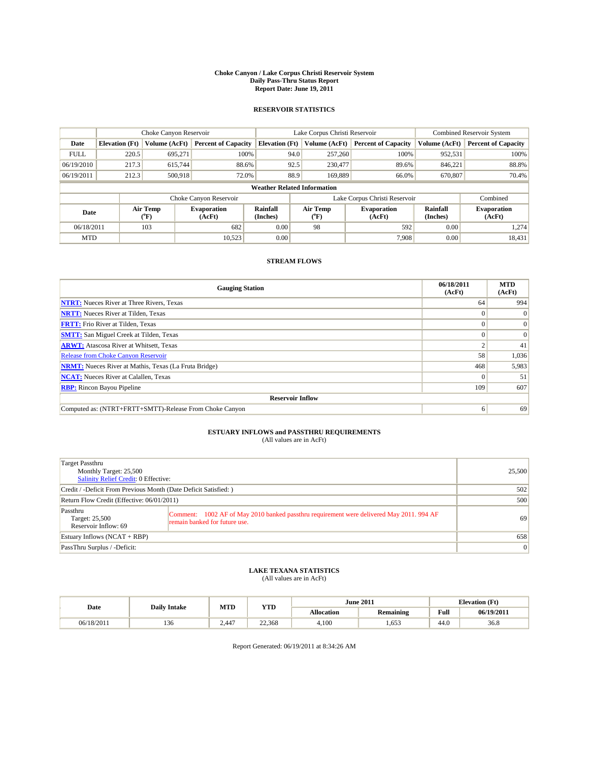# Choke Canyon / Lake Corpus Christi Reservoir System
## Daily Pass-Thru Status Report
### Report Date: June 19, 2011

## RESERVOIR STATISTICS

| | Choke Canyon Reservoir | | | Lake Corpus Christi Reservoir | | | Combined Reservoir System | |
|---|---|---|---|---|---|---|---|---|
| Date | Elevation (Ft) | Volume (AcFt) | Percent of Capacity | Elevation (Ft) | Volume (AcFt) | Percent of Capacity | Volume (AcFt) | Percent of Capacity |
| FULL | 220.5 | 695,271 | 100% | 94.0 | 257,260 | 100% | 952,531 | 100% |
| 06/19/2010 | 217.3 | 615,744 | 88.6% | 92.5 | 230,477 | 89.6% | 846,221 | 88.8% |
| 06/19/2011 | 212.3 | 500,918 | 72.0% | 88.9 | 169,889 | 66.0% | 670,807 | 70.4% |

**Weather Related Information**

| | Choke Canyon Reservoir | | | Lake Corpus Christi Reservoir | | | Combined |
|---|---|---|---|---|---|---|---|
| Date | Air Temp (°F) | Evaporation (AcFt) | Rainfall (Inches) | Air Temp (°F) | Evaporation (AcFt) | Rainfall (Inches) | Evaporation (AcFt) |
| 06/18/2011 | 103 | 682 | 0.00 | 98 | 592 | 0.00 | 1,274 |
| MTD | | 10,523 | 0.00 | | 7,908 | 0.00 | 18,431 |

## STREAM FLOWS

| Gauging Station | 06/18/2011 (AcFt) | MTD (AcFt) |
|---|---|---|
| NTRT: Nueces River at Three Rivers, Texas | 64 | 994 |
| NRTT: Nueces River at Tilden, Texas | 0 | 0 |
| FRTT: Frio River at Tilden, Texas | 0 | 0 |
| SMTT: San Miguel Creek at Tilden, Texas | 0 | 0 |
| ARWT: Atascosa River at Whitsett, Texas | 2 | 41 |
| Release from Choke Canyon Reservoir | 58 | 1,036 |
| NRMT: Nueces River at Mathis, Texas (La Fruta Bridge) | 468 | 5,983 |
| NCAT: Nueces River at Calallen, Texas | 0 | 51 |
| RBP: Rincon Bayou Pipeline | 109 | 607 |
| **Reservoir Inflow** | | |
| Computed as: (NTRT+FRTT+SMTT)-Release From Choke Canyon | 6 | 69 |

## ESTUARY INFLOWS and PASSTHRU REQUIREMENTS
(All values are in AcFt)

| | |
|---|---|
| Target Passthru<br>Monthly Target: 25,500<br>Salinity Relief Credit: 0 Effective: | 25,500 |
| Credit / -Deficit From Previous Month (Date Deficit Satisfied: ) | 502 |
| Return Flow Credit (Effective: 06/01/2011) | 500 |
| Passthru<br>Target: 25,500<br>Reservoir Inflow: 69<br>Comment: 1002 AF of May 2010 banked passthru requirement were delivered May 2011. 994 AF remain banked for future use. | 69 |
| Estuary Inflows (NCAT + RBP) | 658 |
| PassThru Surplus / -Deficit: | 0 |

## LAKE TEXANA STATISTICS
(All values are in AcFt)

| Date | Daily Intake | MTD | YTD | June 2011 | | Elevation (Ft) | |
|---|---|---|---|---|---|---|---|
| | | | | Allocation | Remaining | Full | 06/19/2011 |
| 06/18/2011 | 136 | 2,447 | 22,368 | 4,100 | 1,653 | 44.0 | 36.8 |

Report Generated: 06/19/2011 at 8:34:26 AM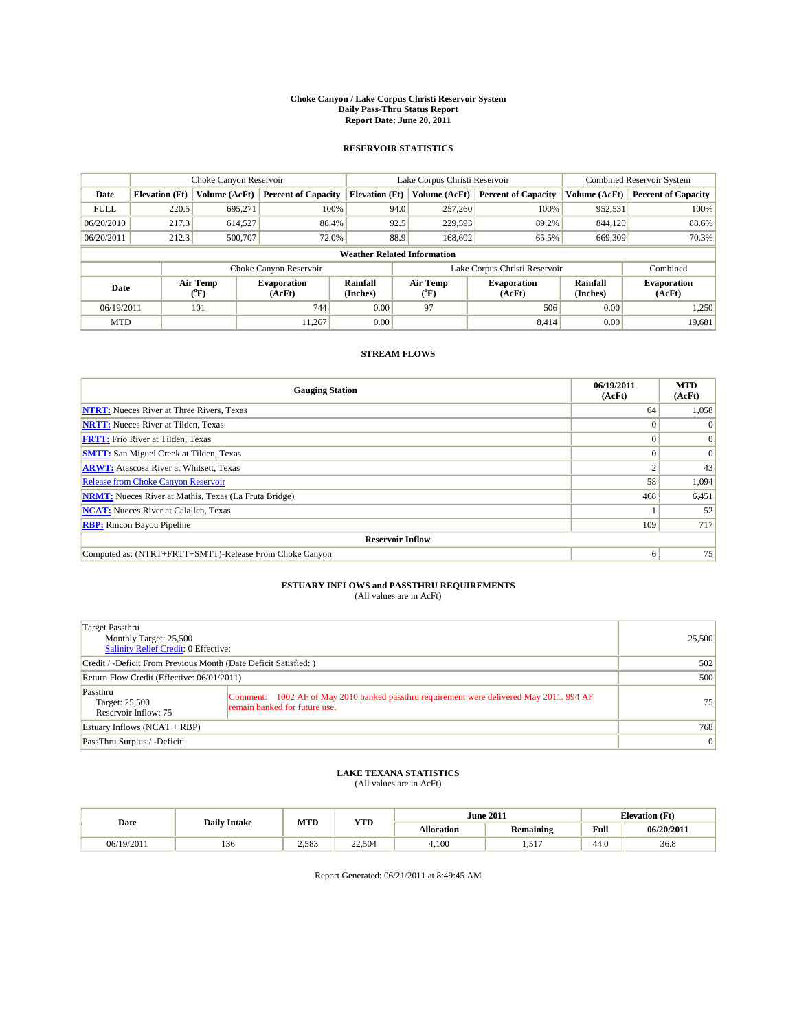# Choke Canyon / Lake Corpus Christi Reservoir System
## Daily Pass-Thru Status Report
### Report Date: June 20, 2011

## RESERVOIR STATISTICS

| | Choke Canyon Reservoir | | | Lake Corpus Christi Reservoir | | | Combined Reservoir System | |
|---|---|---|---|---|---|---|---|---|
| Date | Elevation (Ft) | Volume (AcFt) | Percent of Capacity | Elevation (Ft) | Volume (AcFt) | Percent of Capacity | Volume (AcFt) | Percent of Capacity |
| FULL | 220.5 | 695,271 | 100% | 94.0 | 257,260 | 100% | 952,531 | 100% |
| 06/20/2010 | 217.3 | 614,527 | 88.4% | 92.5 | 229,593 | 89.2% | 844,120 | 88.6% |
| 06/20/2011 | 212.3 | 500,707 | 72.0% | 88.9 | 168,602 | 65.5% | 669,309 | 70.3% |

**Weather Related Information**

| | Choke Canyon Reservoir | | | Lake Corpus Christi Reservoir | | | Combined |
|---|---|---|---|---|---|---|---|
| Date | Air Temp (°F) | Evaporation (AcFt) | Rainfall (Inches) | Air Temp (°F) | Evaporation (AcFt) | Rainfall (Inches) | Evaporation (AcFt) |
| 06/19/2011 | 101 | 744 | 0.00 | 97 | 506 | 0.00 | 1,250 |
| MTD | | 11,267 | 0.00 | | 8,414 | 0.00 | 19,681 |

## STREAM FLOWS

| Gauging Station | 06/19/2011 (AcFt) | MTD (AcFt) |
|---|---|---|
| **NTRT:** Nueces River at Three Rivers, Texas | 64 | 1,058 |
| **NRTT:** Nueces River at Tilden, Texas | 0 | 0 |
| **FRTT:** Frio River at Tilden, Texas | 0 | 0 |
| **SMTT:** San Miguel Creek at Tilden, Texas | 0 | 0 |
| **ARWT:** Atascosa River at Whitsett, Texas | 2 | 43 |
| Release from Choke Canyon Reservoir | 58 | 1,094 |
| **NRMT:** Nueces River at Mathis, Texas (La Fruta Bridge) | 468 | 6,451 |
| **NCAT:** Nueces River at Calallen, Texas | 1 | 52 |
| **RBP:** Rincon Bayou Pipeline | 109 | 717 |
| **Reservoir Inflow** | | |
| Computed as: (NTRT+FRTT+SMTT)-Release From Choke Canyon | 6 | 75 |

## ESTUARY INFLOWS and PASSTHRU REQUIREMENTS
(All values are in AcFt)

| | | |
|---|---|---|
| Target Passthru<br>Monthly Target: 25,500<br>Salinity Relief Credit: 0 Effective: | | 25,500 |
| Credit / -Deficit From Previous Month (Date Deficit Satisfied: ) | | 502 |
| Return Flow Credit (Effective: 06/01/2011) | | 500 |
| Passthru<br>Target: 25,500<br>Reservoir Inflow: 75 | Comment: 1002 AF of May 2010 banked passthru requirement were delivered May 2011. 994 AF remain banked for future use. | 75 |
| Estuary Inflows (NCAT + RBP) | | 768 |
| PassThru Surplus / -Deficit: | | 0 |

## LAKE TEXANA STATISTICS
(All values are in AcFt)

| Date | Daily Intake | MTD | YTD | June 2011 | | Elevation (Ft) | |
|---|---|---|---|---|---|---|---|
| | | | | Allocation | Remaining | Full | 06/20/2011 |
| 06/19/2011 | 136 | 2,583 | 22,504 | 4,100 | 1,517 | 44.0 | 36.8 |

Report Generated: 06/21/2011 at 8:49:45 AM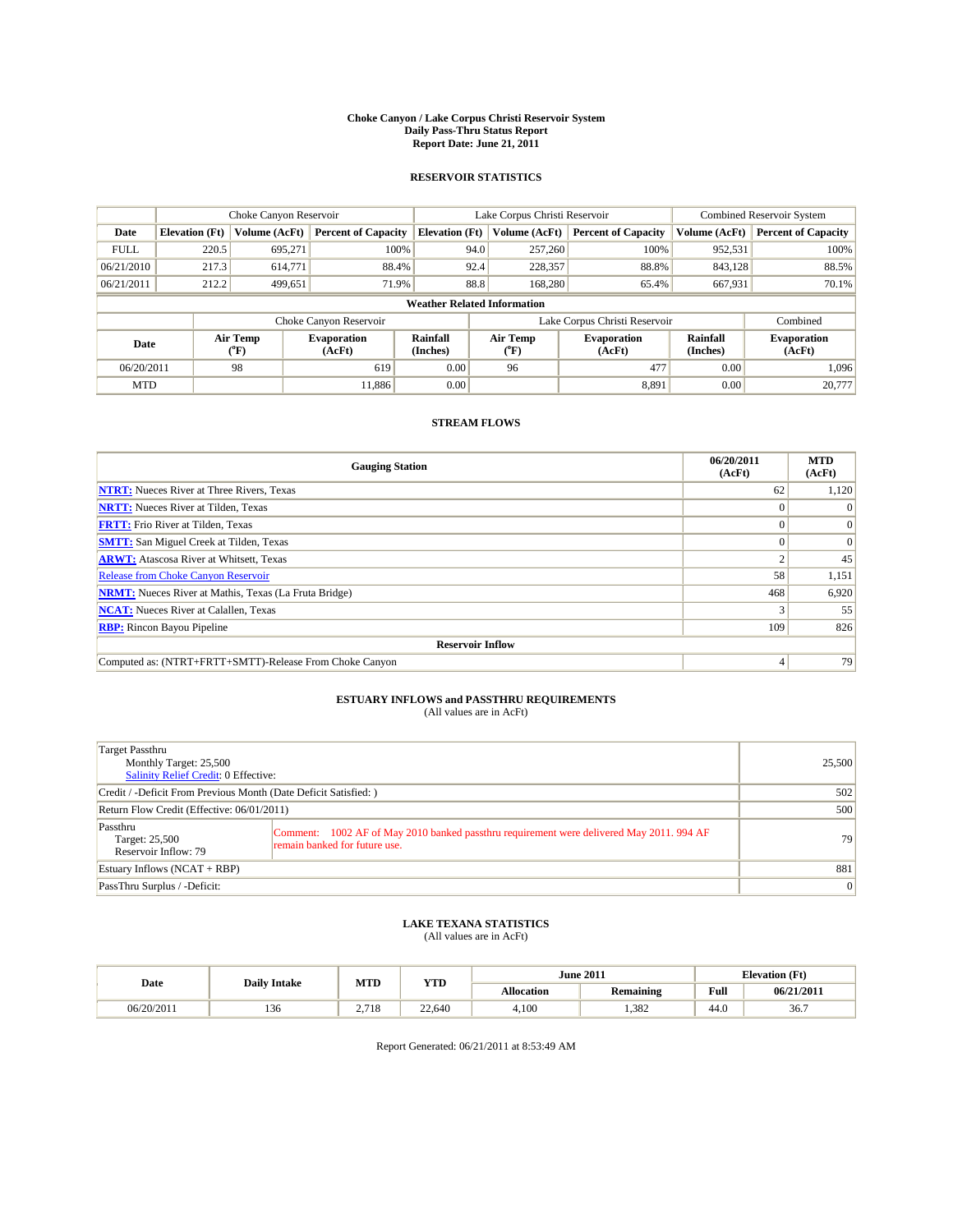# Choke Canyon / Lake Corpus Christi Reservoir System
## Daily Pass-Thru Status Report
## Report Date: June 21, 2011

### RESERVOIR STATISTICS

| | Choke Canyon Reservoir | | | Lake Corpus Christi Reservoir | | | Combined Reservoir System | |
|---|---|---|---|---|---|---|---|---|
| Date | Elevation (Ft) | Volume (AcFt) | Percent of Capacity | Elevation (Ft) | Volume (AcFt) | Percent of Capacity | Volume (AcFt) | Percent of Capacity |
| FULL | 220.5 | 695,271 | 100% | 94.0 | 257,260 | 100% | 952,531 | 100% |
| 06/21/2010 | 217.3 | 614,771 | 88.4% | 92.4 | 228,357 | 88.8% | 843,128 | 88.5% |
| 06/21/2011 | 212.2 | 499,651 | 71.9% | 88.8 | 168,280 | 65.4% | 667,931 | 70.1% |

**Weather Related Information**

| | Choke Canyon Reservoir | | | Lake Corpus Christi Reservoir | | | Combined |
|---|---|---|---|---|---|---|---|
| Date | Air Temp (°F) | Evaporation (AcFt) | Rainfall (Inches) | Air Temp (°F) | Evaporation (AcFt) | Rainfall (Inches) | Evaporation (AcFt) |
| 06/20/2011 | 98 | 619 | 0.00 | 96 | 477 | 0.00 | 1,096 |
| MTD | | 11,886 | 0.00 | | 8,891 | 0.00 | 20,777 |

### STREAM FLOWS

| Gauging Station | 06/20/2011 (AcFt) | MTD (AcFt) |
|---|---|---|
| NTRT: Nueces River at Three Rivers, Texas | 62 | 1,120 |
| NRTT: Nueces River at Tilden, Texas | 0 | 0 |
| FRTT: Frio River at Tilden, Texas | 0 | 0 |
| SMTT: San Miguel Creek at Tilden, Texas | 0 | 0 |
| ARWT: Atascosa River at Whitsett, Texas | 2 | 45 |
| Release from Choke Canyon Reservoir | 58 | 1,151 |
| NRMT: Nueces River at Mathis, Texas (La Fruta Bridge) | 468 | 6,920 |
| NCAT: Nueces River at Calallen, Texas | 3 | 55 |
| RBP: Rincon Bayou Pipeline | 109 | 826 |
| **Reservoir Inflow** | | |
| Computed as: (NTRT+FRTT+SMTT)-Release From Choke Canyon | 4 | 79 |

### ESTUARY INFLOWS and PASSTHRU REQUIREMENTS
(All values are in AcFt)

| | |
|---|---|
| Target Passthru<br>Monthly Target: 25,500<br>Salinity Relief Credit: 0 Effective: | 25,500 |
| Credit / -Deficit From Previous Month (Date Deficit Satisfied: ) | 502 |
| Return Flow Credit (Effective: 06/01/2011) | 500 |
| Passthru<br>Target: 25,500<br>Reservoir Inflow: 79 — Comment: 1002 AF of May 2010 banked passthru requirement were delivered May 2011. 994 AF remain banked for future use. | 79 |
| Estuary Inflows (NCAT + RBP) | 881 |
| PassThru Surplus / -Deficit: | 0 |

### LAKE TEXANA STATISTICS
(All values are in AcFt)

| Date | Daily Intake | MTD | YTD | June 2011 | | Elevation (Ft) | |
|---|---|---|---|---|---|---|---|
| | | | | Allocation | Remaining | Full | 06/21/2011 |
| 06/20/2011 | 136 | 2,718 | 22,640 | 4,100 | 1,382 | 44.0 | 36.7 |

Report Generated: 06/21/2011 at 8:53:49 AM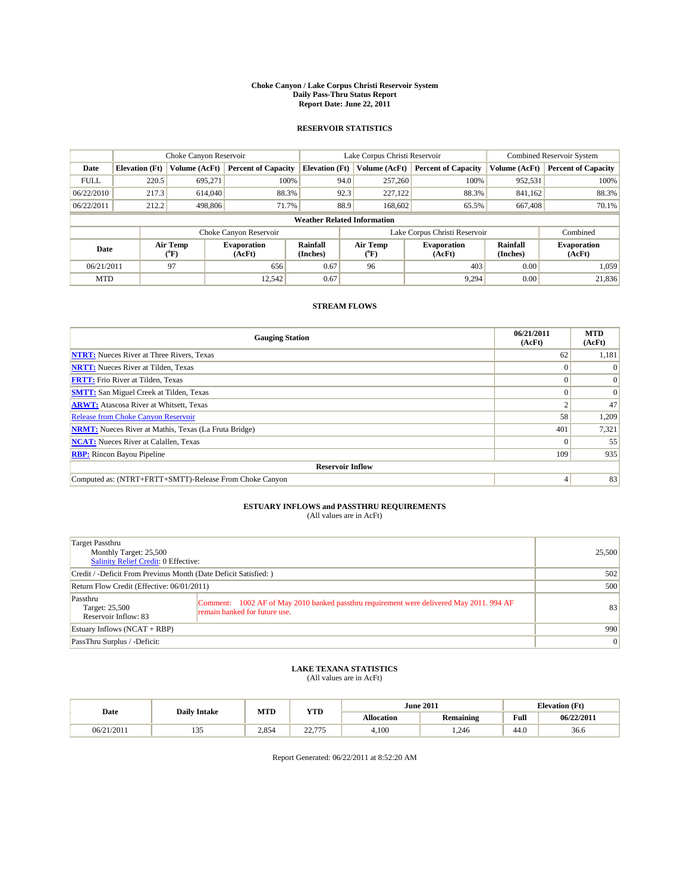# Choke Canyon / Lake Corpus Christi Reservoir System
## Daily Pass-Thru Status Report
## Report Date: June 22, 2011

### RESERVOIR STATISTICS

| | Choke Canyon Reservoir | | | Lake Corpus Christi Reservoir | | | Combined Reservoir System | |
|---|---|---|---|---|---|---|---|---|
| Date | Elevation (Ft) | Volume (AcFt) | Percent of Capacity | Elevation (Ft) | Volume (AcFt) | Percent of Capacity | Volume (AcFt) | Percent of Capacity |
| FULL | 220.5 | 695,271 | 100% | 94.0 | 257,260 | 100% | 952,531 | 100% |
| 06/22/2010 | 217.3 | 614,040 | 88.3% | 92.3 | 227,122 | 88.3% | 841,162 | 88.3% |
| 06/22/2011 | 212.2 | 498,806 | 71.7% | 88.9 | 168,602 | 65.5% | 667,408 | 70.1% |

**Weather Related Information**

| | Choke Canyon Reservoir | | | Lake Corpus Christi Reservoir | | | Combined |
|---|---|---|---|---|---|---|---|
| Date | Air Temp (°F) | Evaporation (AcFt) | Rainfall (Inches) | Air Temp (°F) | Evaporation (AcFt) | Rainfall (Inches) | Evaporation (AcFt) |
| 06/21/2011 | 97 | 656 | 0.67 | 96 | 403 | 0.00 | 1,059 |
| MTD | | 12,542 | 0.67 | | 9,294 | 0.00 | 21,836 |

### STREAM FLOWS

| Gauging Station | 06/21/2011 (AcFt) | MTD (AcFt) |
|---|---|---|
| **NTRT:** Nueces River at Three Rivers, Texas | 62 | 1,181 |
| **NRTT:** Nueces River at Tilden, Texas | 0 | 0 |
| **FRTT:** Frio River at Tilden, Texas | 0 | 0 |
| **SMTT:** San Miguel Creek at Tilden, Texas | 0 | 0 |
| **ARWT:** Atascosa River at Whitsett, Texas | 2 | 47 |
| Release from Choke Canyon Reservoir | 58 | 1,209 |
| **NRMT:** Nueces River at Mathis, Texas (La Fruta Bridge) | 401 | 7,321 |
| **NCAT:** Nueces River at Calallen, Texas | 0 | 55 |
| **RBP:** Rincon Bayou Pipeline | 109 | 935 |
| **Reservoir Inflow** | | |
| Computed as: (NTRT+FRTT+SMTT)-Release From Choke Canyon | 4 | 83 |

### ESTUARY INFLOWS and PASSTHRU REQUIREMENTS
(All values are in AcFt)

| | | |
|---|---|---|
| Target Passthru<br>Monthly Target: 25,500<br>Salinity Relief Credit: 0 Effective: | | 25,500 |
| Credit / -Deficit From Previous Month (Date Deficit Satisfied: ) | | 502 |
| Return Flow Credit (Effective: 06/01/2011) | | 500 |
| Passthru<br>Target: 25,500<br>Reservoir Inflow: 83 | Comment: 1002 AF of May 2010 banked passthru requirement were delivered May 2011. 994 AF remain banked for future use. | 83 |
| Estuary Inflows (NCAT + RBP) | | 990 |
| PassThru Surplus / -Deficit: | | 0 |

### LAKE TEXANA STATISTICS
(All values are in AcFt)

| Date | Daily Intake | MTD | YTD | June 2011 | | Elevation (Ft) | |
|---|---|---|---|---|---|---|---|
| | | | | Allocation | Remaining | Full | 06/22/2011 |
| 06/21/2011 | 135 | 2,854 | 22,775 | 4,100 | 1,246 | 44.0 | 36.6 |

Report Generated: 06/22/2011 at 8:52:20 AM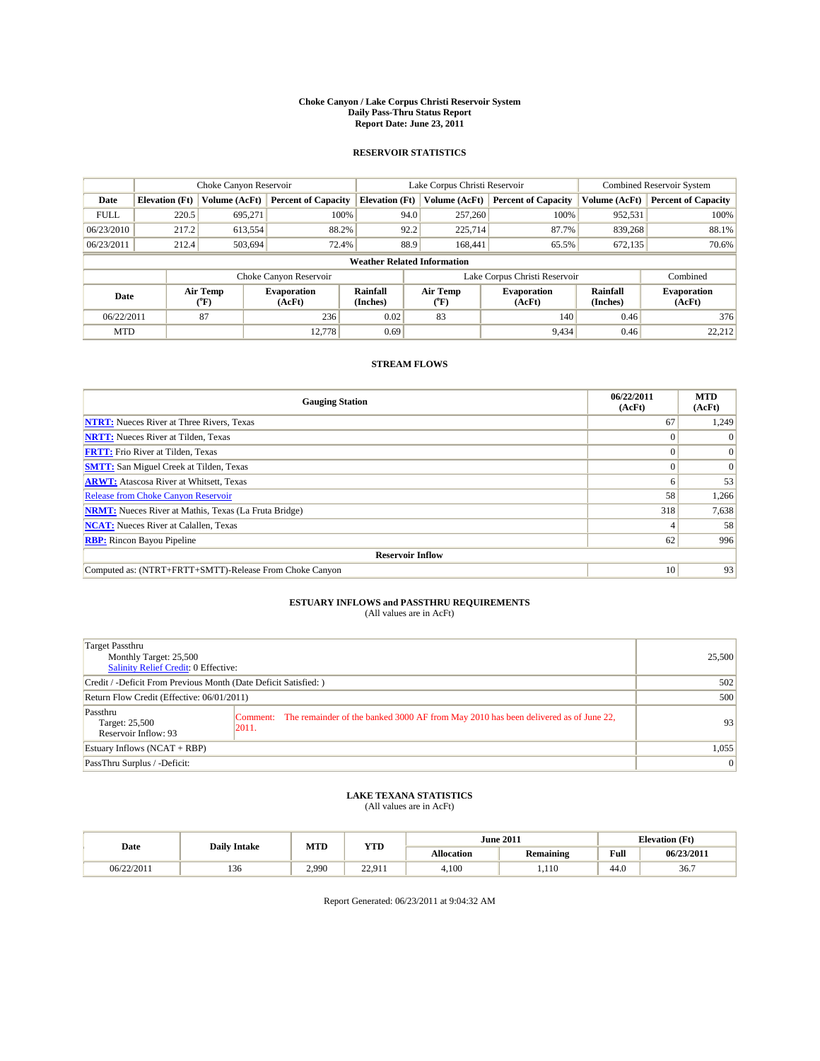# Choke Canyon / Lake Corpus Christi Reservoir System
## Daily Pass-Thru Status Report
## Report Date: June 23, 2011

### RESERVOIR STATISTICS

| | Choke Canyon Reservoir | | | Lake Corpus Christi Reservoir | | | Combined Reservoir System | |
|---|---|---|---|---|---|---|---|---|
| Date | Elevation (Ft) | Volume (AcFt) | Percent of Capacity | Elevation (Ft) | Volume (AcFt) | Percent of Capacity | Volume (AcFt) | Percent of Capacity |
| FULL | 220.5 | 695,271 | 100% | 94.0 | 257,260 | 100% | 952,531 | 100% |
| 06/23/2010 | 217.2 | 613,554 | 88.2% | 92.2 | 225,714 | 87.7% | 839,268 | 88.1% |
| 06/23/2011 | 212.4 | 503,694 | 72.4% | 88.9 | 168,441 | 65.5% | 672,135 | 70.6% |

**Weather Related Information**

| | Choke Canyon Reservoir | | | Lake Corpus Christi Reservoir | | | Combined |
|---|---|---|---|---|---|---|---|
| Date | Air Temp (°F) | Evaporation (AcFt) | Rainfall (Inches) | Air Temp (°F) | Evaporation (AcFt) | Rainfall (Inches) | Evaporation (AcFt) |
| 06/22/2011 | 87 | 236 | 0.02 | 83 | 140 | 0.46 | 376 |
| MTD | | 12,778 | 0.69 | | 9,434 | 0.46 | 22,212 |

### STREAM FLOWS

| Gauging Station | 06/22/2011 (AcFt) | MTD (AcFt) |
|---|---|---|
| **NTRT:** Nueces River at Three Rivers, Texas | 67 | 1,249 |
| **NRTT:** Nueces River at Tilden, Texas | 0 | 0 |
| **FRTT:** Frio River at Tilden, Texas | 0 | 0 |
| **SMTT:** San Miguel Creek at Tilden, Texas | 0 | 0 |
| **ARWT:** Atascosa River at Whitsett, Texas | 6 | 53 |
| Release from Choke Canyon Reservoir | 58 | 1,266 |
| **NRMT:** Nueces River at Mathis, Texas (La Fruta Bridge) | 318 | 7,638 |
| **NCAT:** Nueces River at Calallen, Texas | 4 | 58 |
| **RBP:** Rincon Bayou Pipeline | 62 | 996 |
| **Reservoir Inflow** | | |
| Computed as: (NTRT+FRTT+SMTT)-Release From Choke Canyon | 10 | 93 |

### ESTUARY INFLOWS and PASSTHRU REQUIREMENTS
(All values are in AcFt)

| | |
|---|---|
| Target Passthru<br>Monthly Target: 25,500<br>Salinity Relief Credit: 0 Effective: | 25,500 |
| Credit / -Deficit From Previous Month (Date Deficit Satisfied: ) | 502 |
| Return Flow Credit (Effective: 06/01/2011) | 500 |
| Passthru<br>Target: 25,500<br>Reservoir Inflow: 93<br>Comment: The remainder of the banked 3000 AF from May 2010 has been delivered as of June 22, 2011. | 93 |
| Estuary Inflows (NCAT + RBP) | 1,055 |
| PassThru Surplus / -Deficit: | 0 |

### LAKE TEXANA STATISTICS
(All values are in AcFt)

| Date | Daily Intake | MTD | YTD | June 2011 | | Elevation (Ft) | |
|---|---|---|---|---|---|---|---|
| | | | | Allocation | Remaining | Full | 06/23/2011 |
| 06/22/2011 | 136 | 2,990 | 22,911 | 4,100 | 1,110 | 44.0 | 36.7 |

Report Generated: 06/23/2011 at 9:04:32 AM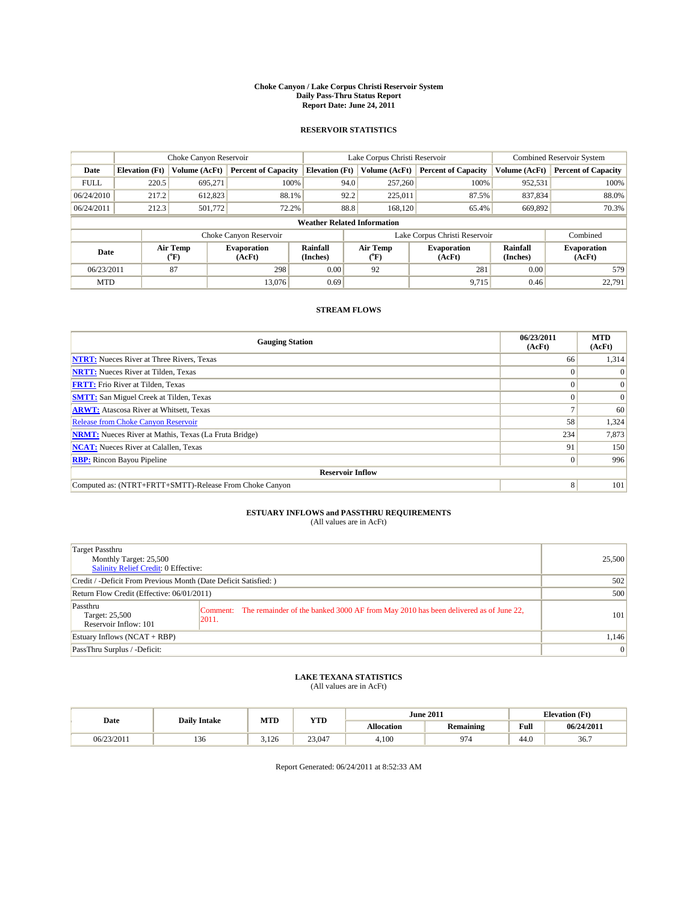# Choke Canyon / Lake Corpus Christi Reservoir System
## Daily Pass-Thru Status Report
### Report Date: June 24, 2011

## RESERVOIR STATISTICS

| | Choke Canyon Reservoir | | | Lake Corpus Christi Reservoir | | | Combined Reservoir System | |
|---|---|---|---|---|---|---|---|---|
| Date | Elevation (Ft) | Volume (AcFt) | Percent of Capacity | Elevation (Ft) | Volume (AcFt) | Percent of Capacity | Volume (AcFt) | Percent of Capacity |
| FULL | 220.5 | 695,271 | 100% | 94.0 | 257,260 | 100% | 952,531 | 100% |
| 06/24/2010 | 217.2 | 612,823 | 88.1% | 92.2 | 225,011 | 87.5% | 837,834 | 88.0% |
| 06/24/2011 | 212.3 | 501,772 | 72.2% | 88.8 | 168,120 | 65.4% | 669,892 | 70.3% |

**Weather Related Information**

| | Choke Canyon Reservoir | | | Lake Corpus Christi Reservoir | | | Combined |
|---|---|---|---|---|---|---|---|
| Date | Air Temp (°F) | Evaporation (AcFt) | Rainfall (Inches) | Air Temp (°F) | Evaporation (AcFt) | Rainfall (Inches) | Evaporation (AcFt) |
| 06/23/2011 | 87 | 298 | 0.00 | 92 | 281 | 0.00 | 579 |
| MTD | | 13,076 | 0.69 | | 9,715 | 0.46 | 22,791 |

## STREAM FLOWS

| Gauging Station | 06/23/2011 (AcFt) | MTD (AcFt) |
|---|---|---|
| **NTRT:** Nueces River at Three Rivers, Texas | 66 | 1,314 |
| **NRTT:** Nueces River at Tilden, Texas | 0 | 0 |
| **FRTT:** Frio River at Tilden, Texas | 0 | 0 |
| **SMTT:** San Miguel Creek at Tilden, Texas | 0 | 0 |
| **ARWT:** Atascosa River at Whitsett, Texas | 7 | 60 |
| Release from Choke Canyon Reservoir | 58 | 1,324 |
| **NRMT:** Nueces River at Mathis, Texas (La Fruta Bridge) | 234 | 7,873 |
| **NCAT:** Nueces River at Calallen, Texas | 91 | 150 |
| **RBP:** Rincon Bayou Pipeline | 0 | 996 |
| **Reservoir Inflow** | | |
| Computed as: (NTRT+FRTT+SMTT)-Release From Choke Canyon | 8 | 101 |

## ESTUARY INFLOWS and PASSTHRU REQUIREMENTS
(All values are in AcFt)

| | |
|---|---|
| Target Passthru<br>Monthly Target: 25,500<br>Salinity Relief Credit: 0 Effective: | 25,500 |
| Credit / -Deficit From Previous Month (Date Deficit Satisfied: ) | 502 |
| Return Flow Credit (Effective: 06/01/2011) | 500 |
| Passthru<br>Target: 25,500<br>Reservoir Inflow: 101<br>Comment: The remainder of the banked 3000 AF from May 2010 has been delivered as of June 22, 2011. | 101 |
| Estuary Inflows (NCAT + RBP) | 1,146 |
| PassThru Surplus / -Deficit: | 0 |

## LAKE TEXANA STATISTICS
(All values are in AcFt)

| Date | Daily Intake | MTD | YTD | June 2011 | | Elevation (Ft) | |
|---|---|---|---|---|---|---|---|
| | | | | Allocation | Remaining | Full | 06/24/2011 |
| 06/23/2011 | 136 | 3,126 | 23,047 | 4,100 | 974 | 44.0 | 36.7 |

Report Generated: 06/24/2011 at 8:52:33 AM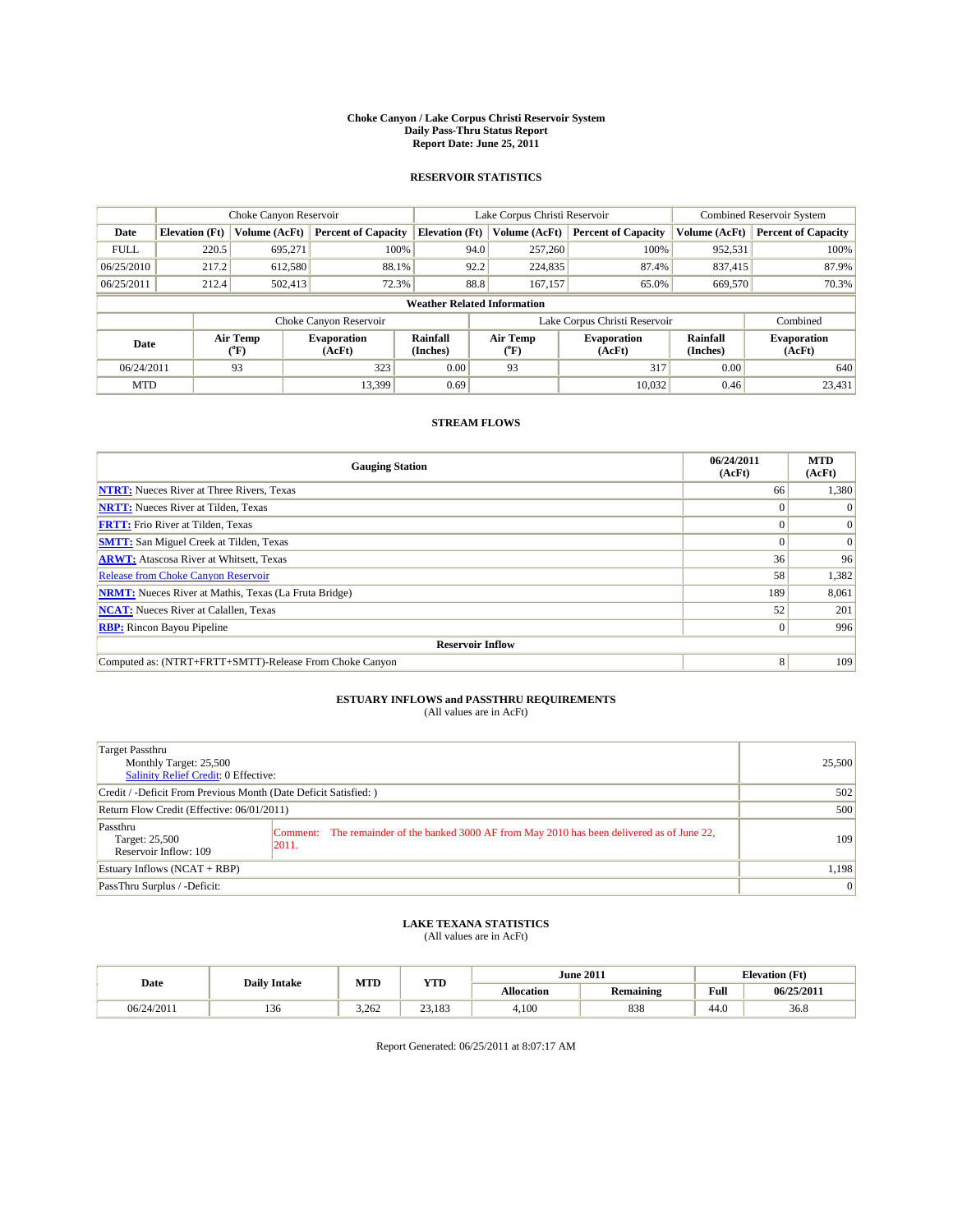# Choke Canyon / Lake Corpus Christi Reservoir System
## Daily Pass-Thru Status Report
## Report Date: June 25, 2011

### RESERVOIR STATISTICS

| | Choke Canyon Reservoir | | | Lake Corpus Christi Reservoir | | | Combined Reservoir System | |
|---|---|---|---|---|---|---|---|---|
| Date | Elevation (Ft) | Volume (AcFt) | Percent of Capacity | Elevation (Ft) | Volume (AcFt) | Percent of Capacity | Volume (AcFt) | Percent of Capacity |
| FULL | 220.5 | 695,271 | 100% | 94.0 | 257,260 | 100% | 952,531 | 100% |
| 06/25/2010 | 217.2 | 612,580 | 88.1% | 92.2 | 224,835 | 87.4% | 837,415 | 87.9% |
| 06/25/2011 | 212.4 | 502,413 | 72.3% | 88.8 | 167,157 | 65.0% | 669,570 | 70.3% |

**Weather Related Information**

| | Choke Canyon Reservoir | | | Lake Corpus Christi Reservoir | | | Combined |
|---|---|---|---|---|---|---|---|
| Date | Air Temp (°F) | Evaporation (AcFt) | Rainfall (Inches) | Air Temp (°F) | Evaporation (AcFt) | Rainfall (Inches) | Evaporation (AcFt) |
| 06/24/2011 | 93 | 323 | 0.00 | 93 | 317 | 0.00 | 640 |
| MTD | | 13,399 | 0.69 | | 10,032 | 0.46 | 23,431 |

### STREAM FLOWS

| Gauging Station | 06/24/2011 (AcFt) | MTD (AcFt) |
|---|---|---|
| NTRT: Nueces River at Three Rivers, Texas | 66 | 1,380 |
| NRTT: Nueces River at Tilden, Texas | 0 | 0 |
| FRTT: Frio River at Tilden, Texas | 0 | 0 |
| SMTT: San Miguel Creek at Tilden, Texas | 0 | 0 |
| ARWT: Atascosa River at Whitsett, Texas | 36 | 96 |
| Release from Choke Canyon Reservoir | 58 | 1,382 |
| NRMT: Nueces River at Mathis, Texas (La Fruta Bridge) | 189 | 8,061 |
| NCAT: Nueces River at Calallen, Texas | 52 | 201 |
| RBP: Rincon Bayou Pipeline | 0 | 996 |
| **Reservoir Inflow** | | |
| Computed as: (NTRT+FRTT+SMTT)-Release From Choke Canyon | 8 | 109 |

### ESTUARY INFLOWS and PASSTHRU REQUIREMENTS
(All values are in AcFt)

| | | |
|---|---|---|
| Target Passthru<br>Monthly Target: 25,500<br>Salinity Relief Credit: 0 Effective: | | 25,500 |
| Credit / -Deficit From Previous Month (Date Deficit Satisfied: ) | | 502 |
| Return Flow Credit (Effective: 06/01/2011) | | 500 |
| Passthru<br>Target: 25,500<br>Reservoir Inflow: 109 | Comment: The remainder of the banked 3000 AF from May 2010 has been delivered as of June 22, 2011. | 109 |
| Estuary Inflows (NCAT + RBP) | | 1,198 |
| PassThru Surplus / -Deficit: | | 0 |

### LAKE TEXANA STATISTICS
(All values are in AcFt)

| Date | Daily Intake | MTD | YTD | June 2011 | | Elevation (Ft) | |
|---|---|---|---|---|---|---|---|
| | | | | Allocation | Remaining | Full | 06/25/2011 |
| 06/24/2011 | 136 | 3,262 | 23,183 | 4,100 | 838 | 44.0 | 36.8 |

Report Generated: 06/25/2011 at 8:07:17 AM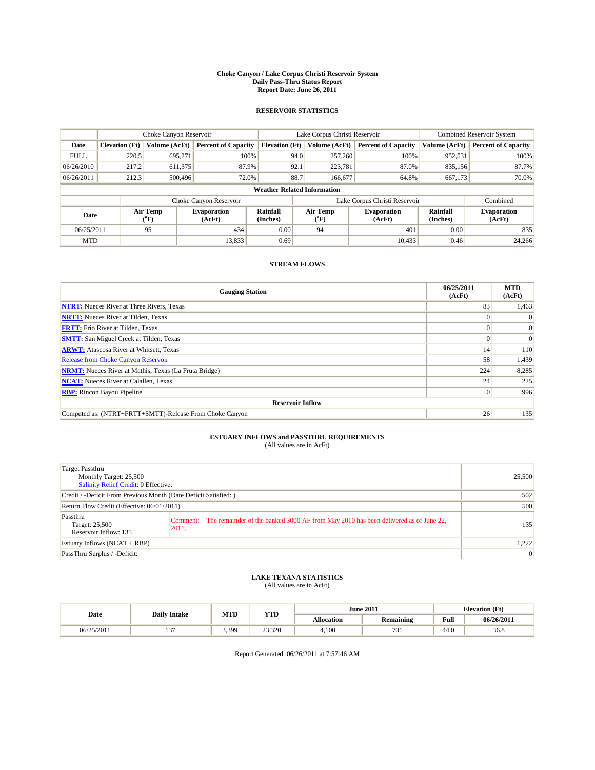# Choke Canyon / Lake Corpus Christi Reservoir System
## Daily Pass-Thru Status Report
### Report Date: June 26, 2011

## RESERVOIR STATISTICS

| | Choke Canyon Reservoir | | | Lake Corpus Christi Reservoir | | | Combined Reservoir System | |
|---|---|---|---|---|---|---|---|---|
| Date | Elevation (Ft) | Volume (AcFt) | Percent of Capacity | Elevation (Ft) | Volume (AcFt) | Percent of Capacity | Volume (AcFt) | Percent of Capacity |
| FULL | 220.5 | 695,271 | 100% | 94.0 | 257,260 | 100% | 952,531 | 100% |
| 06/26/2010 | 217.2 | 611,375 | 87.9% | 92.1 | 223,781 | 87.0% | 835,156 | 87.7% |
| 06/26/2011 | 212.3 | 500,496 | 72.0% | 88.7 | 166,677 | 64.8% | 667,173 | 70.0% |

**Weather Related Information**

| | Choke Canyon Reservoir | | | Lake Corpus Christi Reservoir | | | Combined |
|---|---|---|---|---|---|---|---|
| Date | Air Temp (°F) | Evaporation (AcFt) | Rainfall (Inches) | Air Temp (°F) | Evaporation (AcFt) | Rainfall (Inches) | Evaporation (AcFt) |
| 06/25/2011 | 95 | 434 | 0.00 | 94 | 401 | 0.00 | 835 |
| MTD | | 13,833 | 0.69 | | 10,433 | 0.46 | 24,266 |

## STREAM FLOWS

| Gauging Station | 06/25/2011 (AcFt) | MTD (AcFt) |
|---|---|---|
| NTRT: Nueces River at Three Rivers, Texas | 83 | 1,463 |
| NRTT: Nueces River at Tilden, Texas | 0 | 0 |
| FRTT: Frio River at Tilden, Texas | 0 | 0 |
| SMTT: San Miguel Creek at Tilden, Texas | 0 | 0 |
| ARWT: Atascosa River at Whitsett, Texas | 14 | 110 |
| Release from Choke Canyon Reservoir | 58 | 1,439 |
| NRMT: Nueces River at Mathis, Texas (La Fruta Bridge) | 224 | 8,285 |
| NCAT: Nueces River at Calallen, Texas | 24 | 225 |
| RBP: Rincon Bayou Pipeline | 0 | 996 |
| **Reservoir Inflow** | | |
| Computed as: (NTRT+FRTT+SMTT)-Release From Choke Canyon | 26 | 135 |

## ESTUARY INFLOWS and PASSTHRU REQUIREMENTS
(All values are in AcFt)

| | |
|---|---|
| Target Passthru<br>Monthly Target: 25,500<br>Salinity Relief Credit: 0 Effective: | 25,500 |
| Credit / -Deficit From Previous Month (Date Deficit Satisfied: ) | 502 |
| Return Flow Credit (Effective: 06/01/2011) | 500 |
| Passthru<br>Target: 25,500<br>Reservoir Inflow: 135<br>Comment: The remainder of the banked 3000 AF from May 2010 has been delivered as of June 22, 2011. | 135 |
| Estuary Inflows (NCAT + RBP) | 1,222 |
| PassThru Surplus / -Deficit: | 0 |

## LAKE TEXANA STATISTICS
(All values are in AcFt)

| Date | Daily Intake | MTD | YTD | June 2011 | | Elevation (Ft) | |
|---|---|---|---|---|---|---|---|
| | | | | Allocation | Remaining | Full | 06/26/2011 |
| 06/25/2011 | 137 | 3,399 | 23,320 | 4,100 | 701 | 44.0 | 36.8 |

Report Generated: 06/26/2011 at 7:57:46 AM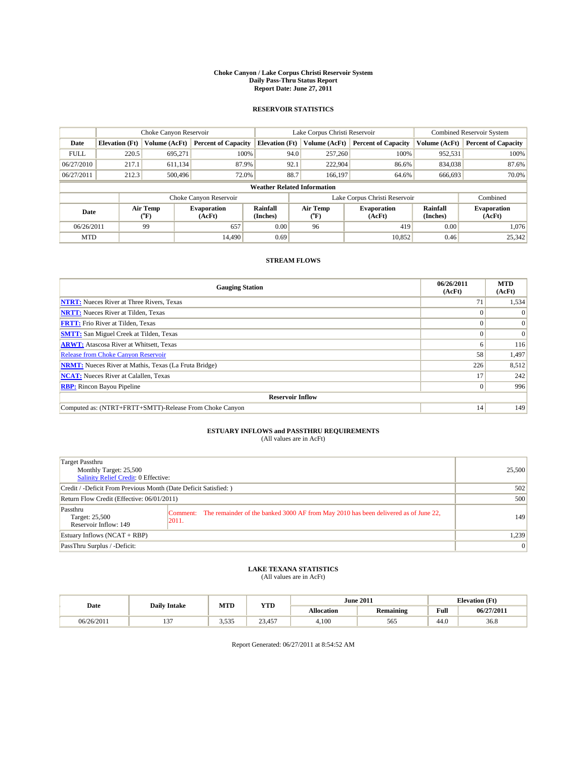# Choke Canyon / Lake Corpus Christi Reservoir System
## Daily Pass-Thru Status Report
## Report Date: June 27, 2011

### RESERVOIR STATISTICS

| | Choke Canyon Reservoir | | | Lake Corpus Christi Reservoir | | | Combined Reservoir System | |
|---|---|---|---|---|---|---|---|---|
| Date | Elevation (Ft) | Volume (AcFt) | Percent of Capacity | Elevation (Ft) | Volume (AcFt) | Percent of Capacity | Volume (AcFt) | Percent of Capacity |
| FULL | 220.5 | 695,271 | 100% | 94.0 | 257,260 | 100% | 952,531 | 100% |
| 06/27/2010 | 217.1 | 611,134 | 87.9% | 92.1 | 222,904 | 86.6% | 834,038 | 87.6% |
| 06/27/2011 | 212.3 | 500,496 | 72.0% | 88.7 | 166,197 | 64.6% | 666,693 | 70.0% |

**Weather Related Information**

| | Choke Canyon Reservoir | | | Lake Corpus Christi Reservoir | | | Combined |
|---|---|---|---|---|---|---|---|
| Date | Air Temp (°F) | Evaporation (AcFt) | Rainfall (Inches) | Air Temp (°F) | Evaporation (AcFt) | Rainfall (Inches) | Evaporation (AcFt) |
| 06/26/2011 | 99 | 657 | 0.00 | 96 | 419 | 0.00 | 1,076 |
| MTD | | 14,490 | 0.69 | | 10,852 | 0.46 | 25,342 |

### STREAM FLOWS

| Gauging Station | 06/26/2011 (AcFt) | MTD (AcFt) |
|---|---|---|
| **NTRT:** Nueces River at Three Rivers, Texas | 71 | 1,534 |
| **NRTT:** Nueces River at Tilden, Texas | 0 | 0 |
| **FRTT:** Frio River at Tilden, Texas | 0 | 0 |
| **SMTT:** San Miguel Creek at Tilden, Texas | 0 | 0 |
| **ARWT:** Atascosa River at Whitsett, Texas | 6 | 116 |
| Release from Choke Canyon Reservoir | 58 | 1,497 |
| **NRMT:** Nueces River at Mathis, Texas (La Fruta Bridge) | 226 | 8,512 |
| **NCAT:** Nueces River at Calallen, Texas | 17 | 242 |
| **RBP:** Rincon Bayou Pipeline | 0 | 996 |
| **Reservoir Inflow** | | |
| Computed as: (NTRT+FRTT+SMTT)-Release From Choke Canyon | 14 | 149 |

### ESTUARY INFLOWS and PASSTHRU REQUIREMENTS
(All values are in AcFt)

| | |
|---|---|
| Target Passthru<br>Monthly Target: 25,500<br>Salinity Relief Credit: 0 Effective: | 25,500 |
| Credit / -Deficit From Previous Month (Date Deficit Satisfied: ) | 502 |
| Return Flow Credit (Effective: 06/01/2011) | 500 |
| Passthru<br>Target: 25,500<br>Reservoir Inflow: 149<br>Comment: The remainder of the banked 3000 AF from May 2010 has been delivered as of June 22, 2011. | 149 |
| Estuary Inflows (NCAT + RBP) | 1,239 |
| PassThru Surplus / -Deficit: | 0 |

### LAKE TEXANA STATISTICS
(All values are in AcFt)

| Date | Daily Intake | MTD | YTD | June 2011 | | Elevation (Ft) | |
|---|---|---|---|---|---|---|---|
| | | | | Allocation | Remaining | Full | 06/27/2011 |
| 06/26/2011 | 137 | 3,535 | 23,457 | 4,100 | 565 | 44.0 | 36.8 |

Report Generated: 06/27/2011 at 8:54:52 AM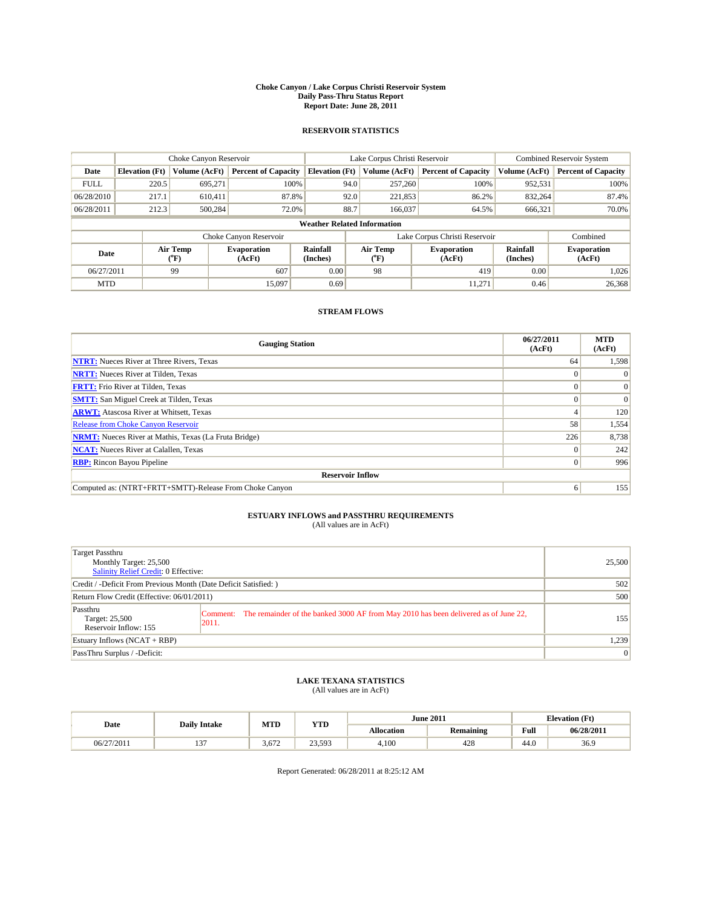# Choke Canyon / Lake Corpus Christi Reservoir System
## Daily Pass-Thru Status Report
### Report Date: June 28, 2011

## RESERVOIR STATISTICS

| | Choke Canyon Reservoir | | | Lake Corpus Christi Reservoir | | | Combined Reservoir System | |
|---|---|---|---|---|---|---|---|---|
| Date | Elevation (Ft) | Volume (AcFt) | Percent of Capacity | Elevation (Ft) | Volume (AcFt) | Percent of Capacity | Volume (AcFt) | Percent of Capacity |
| FULL | 220.5 | 695,271 | 100% | 94.0 | 257,260 | 100% | 952,531 | 100% |
| 06/28/2010 | 217.1 | 610,411 | 87.8% | 92.0 | 221,853 | 86.2% | 832,264 | 87.4% |
| 06/28/2011 | 212.3 | 500,284 | 72.0% | 88.7 | 166,037 | 64.5% | 666,321 | 70.0% |

**Weather Related Information**

| | Choke Canyon Reservoir | | | Lake Corpus Christi Reservoir | | | Combined |
|---|---|---|---|---|---|---|---|
| Date | Air Temp (°F) | Evaporation (AcFt) | Rainfall (Inches) | Air Temp (°F) | Evaporation (AcFt) | Rainfall (Inches) | Evaporation (AcFt) |
| 06/27/2011 | 99 | 607 | 0.00 | 98 | 419 | 0.00 | 1,026 |
| MTD | | 15,097 | 0.69 | | 11,271 | 0.46 | 26,368 |

## STREAM FLOWS

| Gauging Station | 06/27/2011 (AcFt) | MTD (AcFt) |
|---|---|---|
| **NTRT:** Nueces River at Three Rivers, Texas | 64 | 1,598 |
| **NRTT:** Nueces River at Tilden, Texas | 0 | 0 |
| **FRTT:** Frio River at Tilden, Texas | 0 | 0 |
| **SMTT:** San Miguel Creek at Tilden, Texas | 0 | 0 |
| **ARWT:** Atascosa River at Whitsett, Texas | 4 | 120 |
| Release from Choke Canyon Reservoir | 58 | 1,554 |
| **NRMT:** Nueces River at Mathis, Texas (La Fruta Bridge) | 226 | 8,738 |
| **NCAT:** Nueces River at Calallen, Texas | 0 | 242 |
| **RBP:** Rincon Bayou Pipeline | 0 | 996 |
| **Reservoir Inflow** | | |
| Computed as: (NTRT+FRTT+SMTT)-Release From Choke Canyon | 6 | 155 |

## ESTUARY INFLOWS and PASSTHRU REQUIREMENTS
(All values are in AcFt)

| | |
|---|---|
| Target Passthru<br>Monthly Target: 25,500<br>Salinity Relief Credit: 0 Effective: | 25,500 |
| Credit / -Deficit From Previous Month (Date Deficit Satisfied: ) | 502 |
| Return Flow Credit (Effective: 06/01/2011) | 500 |
| Passthru<br>Target: 25,500<br>Reservoir Inflow: 155<br>Comment: The remainder of the banked 3000 AF from May 2010 has been delivered as of June 22, 2011. | 155 |
| Estuary Inflows (NCAT + RBP) | 1,239 |
| PassThru Surplus / -Deficit: | 0 |

## LAKE TEXANA STATISTICS
(All values are in AcFt)

| Date | Daily Intake | MTD | YTD | June 2011 | | Elevation (Ft) | |
|---|---|---|---|---|---|---|---|
| | | | | Allocation | Remaining | Full | 06/28/2011 |
| 06/27/2011 | 137 | 3,672 | 23,593 | 4,100 | 428 | 44.0 | 36.9 |

Report Generated: 06/28/2011 at 8:25:12 AM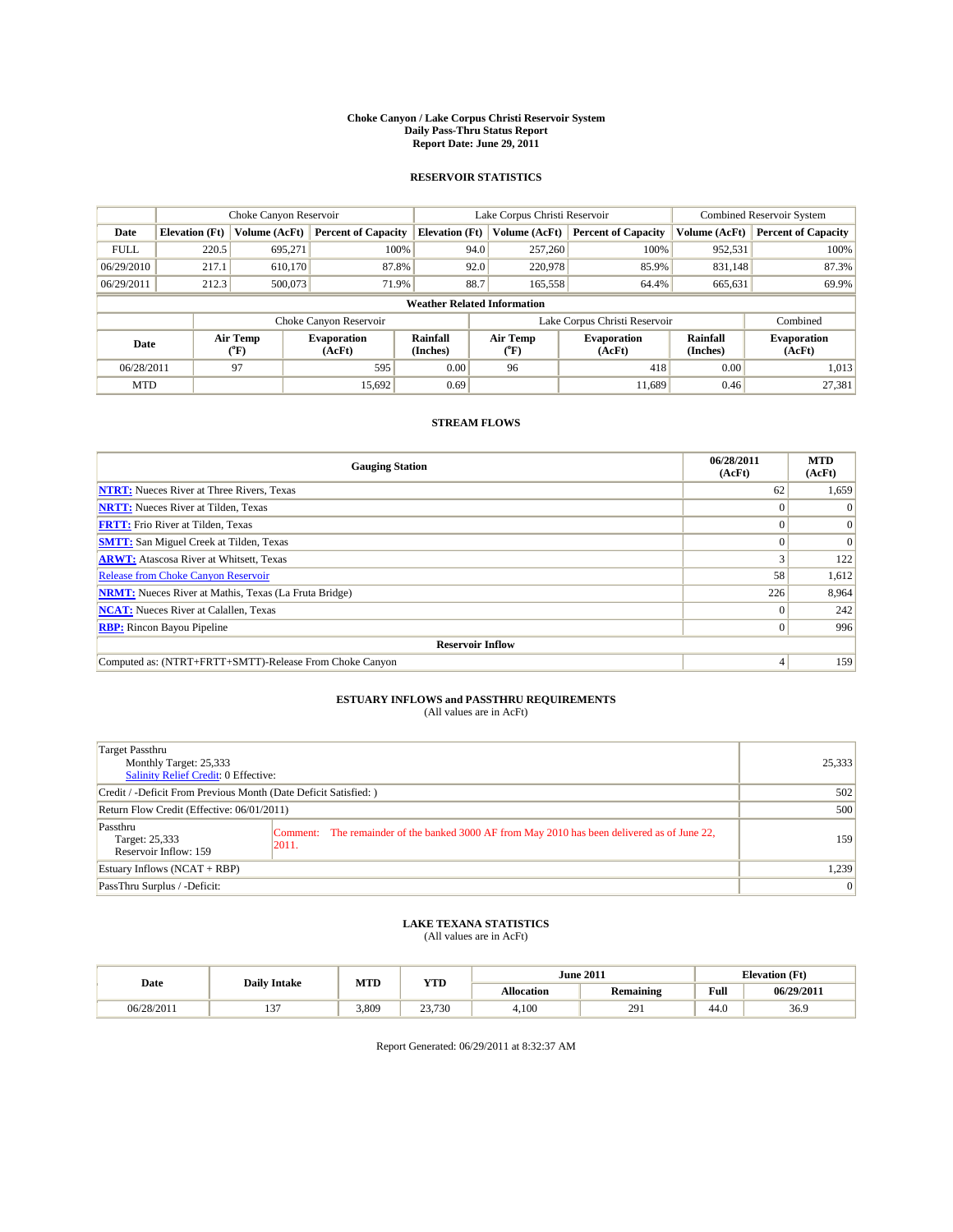**Choke Canyon / Lake Corpus Christi Reservoir System**
**Daily Pass-Thru Status Report**
**Report Date: June 29, 2011**

## RESERVOIR STATISTICS

| | Choke Canyon Reservoir | | | Lake Corpus Christi Reservoir | | | Combined Reservoir System | |
|---|---|---|---|---|---|---|---|---|
| Date | Elevation (Ft) | Volume (AcFt) | Percent of Capacity | Elevation (Ft) | Volume (AcFt) | Percent of Capacity | Volume (AcFt) | Percent of Capacity |
| FULL | 220.5 | 695,271 | 100% | 94.0 | 257,260 | 100% | 952,531 | 100% |
| 06/29/2010 | 217.1 | 610,170 | 87.8% | 92.0 | 220,978 | 85.9% | 831,148 | 87.3% |
| 06/29/2011 | 212.3 | 500,073 | 71.9% | 88.7 | 165,558 | 64.4% | 665,631 | 69.9% |

**Weather Related Information**

| | Choke Canyon Reservoir | | | Lake Corpus Christi Reservoir | | | Combined |
|---|---|---|---|---|---|---|---|
| Date | Air Temp (°F) | Evaporation (AcFt) | Rainfall (Inches) | Air Temp (°F) | Evaporation (AcFt) | Rainfall (Inches) | Evaporation (AcFt) |
| 06/28/2011 | 97 | 595 | 0.00 | 96 | 418 | 0.00 | 1,013 |
| MTD | | 15,692 | 0.69 | | 11,689 | 0.46 | 27,381 |

## STREAM FLOWS

| Gauging Station | 06/28/2011 (AcFt) | MTD (AcFt) |
|---|---|---|
| **NTRT:** Nueces River at Three Rivers, Texas | 62 | 1,659 |
| **NRTT:** Nueces River at Tilden, Texas | 0 | 0 |
| **FRTT:** Frio River at Tilden, Texas | 0 | 0 |
| **SMTT:** San Miguel Creek at Tilden, Texas | 0 | 0 |
| **ARWT:** Atascosa River at Whitsett, Texas | 3 | 122 |
| Release from Choke Canyon Reservoir | 58 | 1,612 |
| **NRMT:** Nueces River at Mathis, Texas (La Fruta Bridge) | 226 | 8,964 |
| **NCAT:** Nueces River at Calallen, Texas | 0 | 242 |
| **RBP:** Rincon Bayou Pipeline | 0 | 996 |
| **Reservoir Inflow** | | |
| Computed as: (NTRT+FRTT+SMTT)-Release From Choke Canyon | 4 | 159 |

## ESTUARY INFLOWS and PASSTHRU REQUIREMENTS
(All values are in AcFt)

| | |
|---|---|
| Target Passthru<br>Monthly Target: 25,333<br>Salinity Relief Credit: 0 Effective: | 25,333 |
| Credit / -Deficit From Previous Month (Date Deficit Satisfied: ) | 502 |
| Return Flow Credit (Effective: 06/01/2011) | 500 |
| Passthru<br>Target: 25,333<br>Reservoir Inflow: 159<br>Comment: The remainder of the banked 3000 AF from May 2010 has been delivered as of June 22, 2011. | 159 |
| Estuary Inflows (NCAT + RBP) | 1,239 |
| PassThru Surplus / -Deficit: | 0 |

## LAKE TEXANA STATISTICS
(All values are in AcFt)

| Date | Daily Intake | MTD | YTD | June 2011 | | Elevation (Ft) | |
|---|---|---|---|---|---|---|---|
| | | | | Allocation | Remaining | Full | 06/29/2011 |
| 06/28/2011 | 137 | 3,809 | 23,730 | 4,100 | 291 | 44.0 | 36.9 |

Report Generated: 06/29/2011 at 8:32:37 AM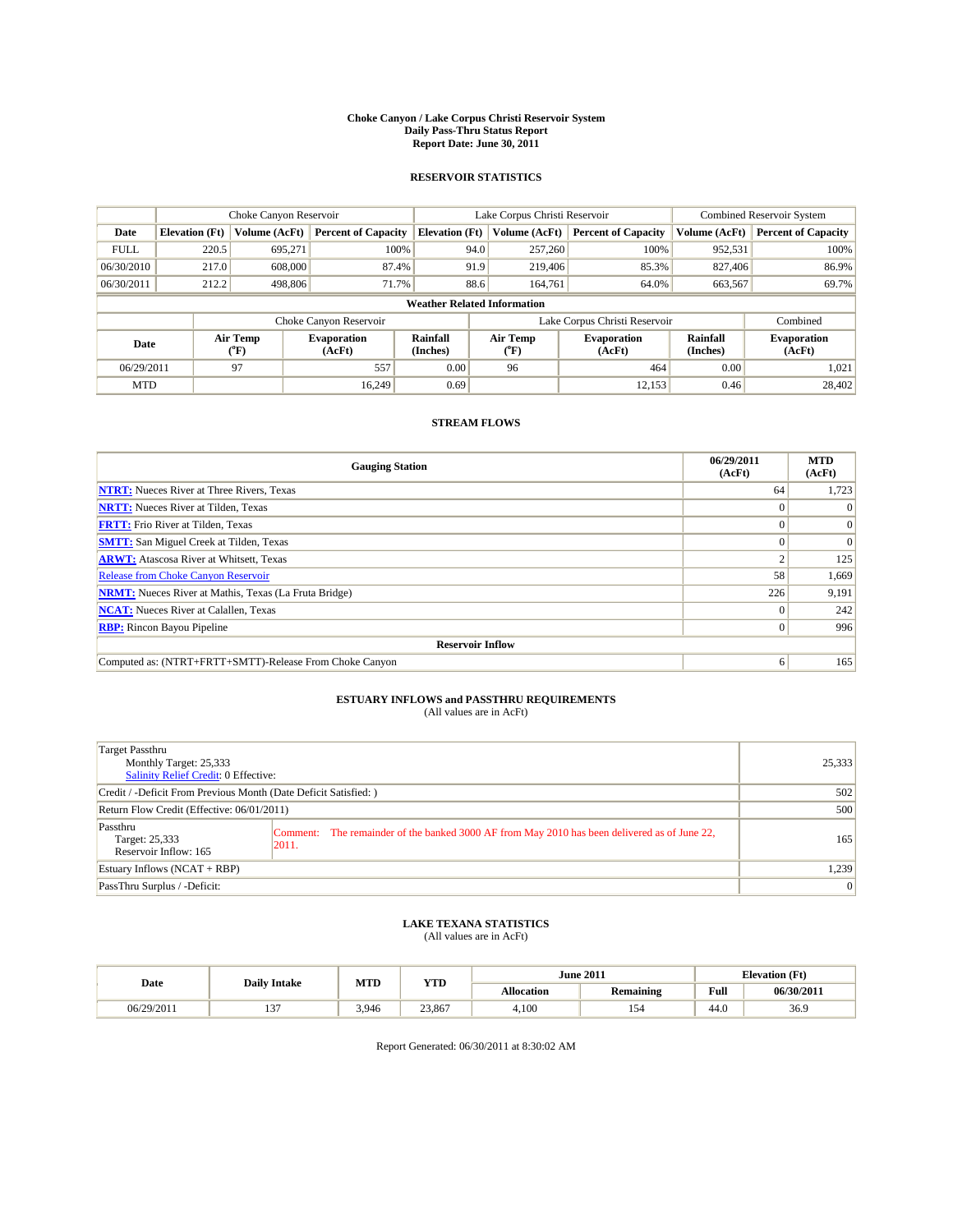# Choke Canyon / Lake Corpus Christi Reservoir System
## Daily Pass-Thru Status Report
## Report Date: June 30, 2011

### RESERVOIR STATISTICS

| | Choke Canyon Reservoir | | | Lake Corpus Christi Reservoir | | | Combined Reservoir System | |
|---|---|---|---|---|---|---|---|---|
| Date | Elevation (Ft) | Volume (AcFt) | Percent of Capacity | Elevation (Ft) | Volume (AcFt) | Percent of Capacity | Volume (AcFt) | Percent of Capacity |
| FULL | 220.5 | 695,271 | 100% | 94.0 | 257,260 | 100% | 952,531 | 100% |
| 06/30/2010 | 217.0 | 608,000 | 87.4% | 91.9 | 219,406 | 85.3% | 827,406 | 86.9% |
| 06/30/2011 | 212.2 | 498,806 | 71.7% | 88.6 | 164,761 | 64.0% | 663,567 | 69.7% |

**Weather Related Information**

| | Choke Canyon Reservoir | | | Lake Corpus Christi Reservoir | | | Combined |
|---|---|---|---|---|---|---|---|
| Date | Air Temp (°F) | Evaporation (AcFt) | Rainfall (Inches) | Air Temp (°F) | Evaporation (AcFt) | Rainfall (Inches) | Evaporation (AcFt) |
| 06/29/2011 | 97 | 557 | 0.00 | 96 | 464 | 0.00 | 1,021 |
| MTD | | 16,249 | 0.69 | | 12,153 | 0.46 | 28,402 |

### STREAM FLOWS

| Gauging Station | 06/29/2011 (AcFt) | MTD (AcFt) |
|---|---|---|
| NTRT: Nueces River at Three Rivers, Texas | 64 | 1,723 |
| NRTT: Nueces River at Tilden, Texas | 0 | 0 |
| FRTT: Frio River at Tilden, Texas | 0 | 0 |
| SMTT: San Miguel Creek at Tilden, Texas | 0 | 0 |
| ARWT: Atascosa River at Whitsett, Texas | 2 | 125 |
| Release from Choke Canyon Reservoir | 58 | 1,669 |
| NRMT: Nueces River at Mathis, Texas (La Fruta Bridge) | 226 | 9,191 |
| NCAT: Nueces River at Calallen, Texas | 0 | 242 |
| RBP: Rincon Bayou Pipeline | 0 | 996 |
| **Reservoir Inflow** | | |
| Computed as: (NTRT+FRTT+SMTT)-Release From Choke Canyon | 6 | 165 |

### ESTUARY INFLOWS and PASSTHRU REQUIREMENTS
(All values are in AcFt)

| | | |
|---|---|---|
| Target Passthru<br>Monthly Target: 25,333<br>Salinity Relief Credit: 0 Effective: | | 25,333 |
| Credit / -Deficit From Previous Month (Date Deficit Satisfied: ) | | 502 |
| Return Flow Credit (Effective: 06/01/2011) | | 500 |
| Passthru<br>Target: 25,333<br>Reservoir Inflow: 165 | Comment: The remainder of the banked 3000 AF from May 2010 has been delivered as of June 22, 2011. | 165 |
| Estuary Inflows (NCAT + RBP) | | 1,239 |
| PassThru Surplus / -Deficit: | | 0 |

### LAKE TEXANA STATISTICS
(All values are in AcFt)

| Date | Daily Intake | MTD | YTD | June 2011 | | Elevation (Ft) | |
|---|---|---|---|---|---|---|---|
| | | | | Allocation | Remaining | Full | 06/30/2011 |
| 06/29/2011 | 137 | 3,946 | 23,867 | 4,100 | 154 | 44.0 | 36.9 |

Report Generated: 06/30/2011 at 8:30:02 AM